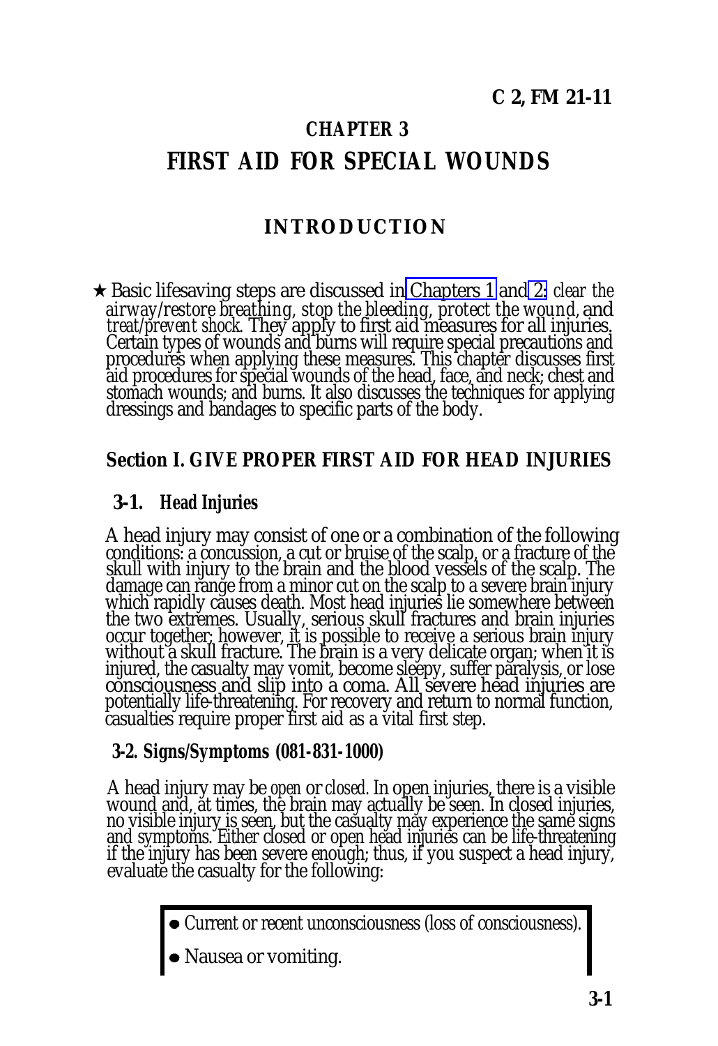# CHAPTER 3

# FIRST AID FOR SPECIAL WOUNDS

## INTRODUCTION

★ Basic lifesaving steps are discussed in Chapters 1 and 2: *clear the airway/restore breathing, stop the bleeding, protect the wound,* and *treat/prevent shock.* They apply to first aid measures for all injuries. Certain types of wounds and burns will require special precautions and procedures when applying these measures. This chapter discusses first aid procedures for special wounds of the head, face, and neck; chest and stomach wounds; and burns. It also discusses the techniques for applying dressings and bandages to specific parts of the body.

## Section I. GIVE PROPER FIRST AID FOR HEAD INJURIES

### 3-1. Head Injuries

A head injury may consist of one or a combination of the following conditions: a concussion, a cut or bruise of the scalp, or a fracture of the skull with injury to the brain and the blood vessels of the scalp. The damage can range from a minor cut on the scalp to a severe brain injury which rapidly causes death. Most head injuries lie somewhere between the two extremes. Usually, serious skull fractures and brain injuries occur together; however, it is possible to receive a serious brain injury without a skull fracture. The brain is a very delicate organ; when it is injured, the casualty may vomit, become sleepy, suffer paralysis, or lose consciousness and slip into a coma. All severe head injuries are potentially life-threatening. For recovery and return to normal function, casualties require proper first aid as a vital first step.

### 3-2. Signs/Symptoms (081-831-1000)

A head injury may be *open* or *closed.* In open injuries, there is a visible wound and, at times, the brain may actually be seen. In closed injuries, no visible injury is seen, but the casualty may experience the same signs and symptoms. Either closed or open head injuries can be life-threatening if the injury has been severe enough; thus, if you suspect a head injury, evaluate the casualty for the following:

- Current or recent unconsciousness (loss of consciousness).
- Nausea or vomiting.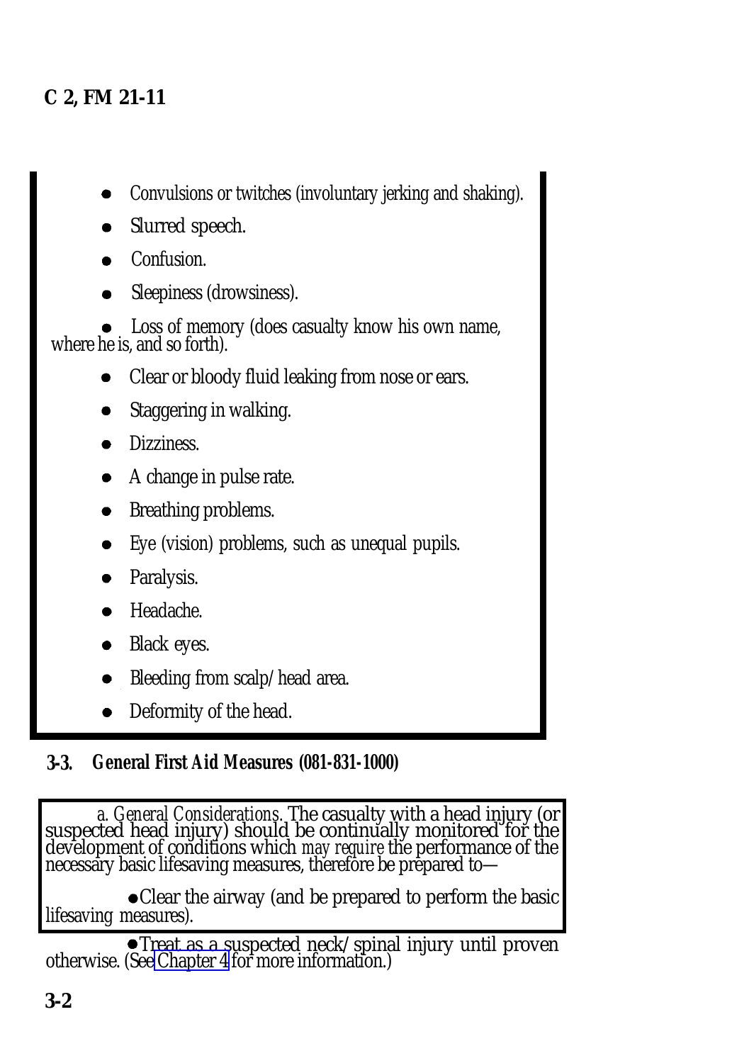- Convulsions or twitches (involuntary jerking and shaking).
- Slurred speech.
- Confusion.
- Sleepiness (drowsiness).
- Loss of memory (does casualty know his own name, where he is, and so forth).
- Clear or bloody fluid leaking from nose or ears.
- Staggering in walking.
- Dizziness.
- A change in pulse rate.
- Breathing problems.
- Eye (vision) problems, such as unequal pupils.
- Paralysis.
- Headache.
- Black eyes.
- Bleeding from scalp/head area.
- Deformity of the head.

## 3-3. General First Aid Measures (081-831-1000)

*a. General Considerations.* The casualty with a head injury (or suspected head injury) should be continually monitored for the development of conditions which *may require* the performance of the necessary basic lifesaving measures, therefore be prepared to—

- Clear the airway (and be prepared to perform the basic lifesaving measures).
- Treat as a suspected neck/spinal injury until proven otherwise. (See Chapter 4 for more information.)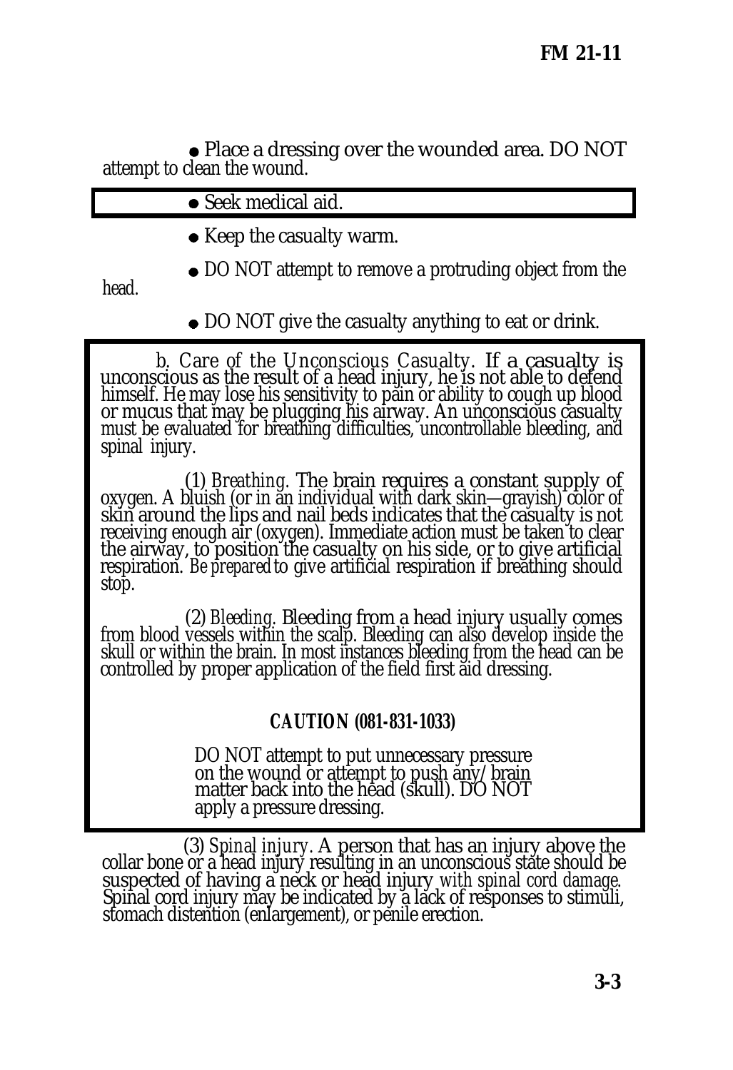- Place a dressing over the wounded area. DO NOT attempt to clean the wound.

- Seek medical aid.

- Keep the casualty warm.

- DO NOT attempt to remove a protruding object from the head.

- DO NOT give the casualty anything to eat or drink.

*b. Care of the Unconscious Casualty.* If a casualty is unconscious as the result of a head injury, he is not able to defend himself. He may lose his sensitivity to pain or ability to cough up blood or mucus that may be plugging his airway. An unconscious casualty must be evaluated for breathing difficulties, uncontrollable bleeding, and spinal injury.

(1) *Breathing.* The brain requires a constant supply of oxygen. A bluish (or in an individual with dark skin—grayish) color of skin around the lips and nail beds indicates that the casualty is not receiving enough air (oxygen). Immediate action must be taken to clear the airway, to position the casualty on his side, or to give artificial respiration. *Be prepared* to give artificial respiration if breathing should stop.

(2) *Bleeding.* Bleeding from a head injury usually comes from blood vessels within the scalp. Bleeding can also develop inside the skull or within the brain. In most instances bleeding from the head can be controlled by proper application of the field first aid dressing.

**CAUTION (081-831-1033)**

DO NOT attempt to put unnecessary pressure on the wound or attempt to push any/brain matter back into the head (skull). DO NOT apply a pressure dressing.

(3) *Spinal injury.* A person that has an injury above the collar bone or a head injury resulting in an unconscious state should be suspected of having a neck or head injury *with spinal cord damage.* Spinal cord injury may be indicated by a lack of responses to stimuli, stomach distention (enlargement), or penile erection.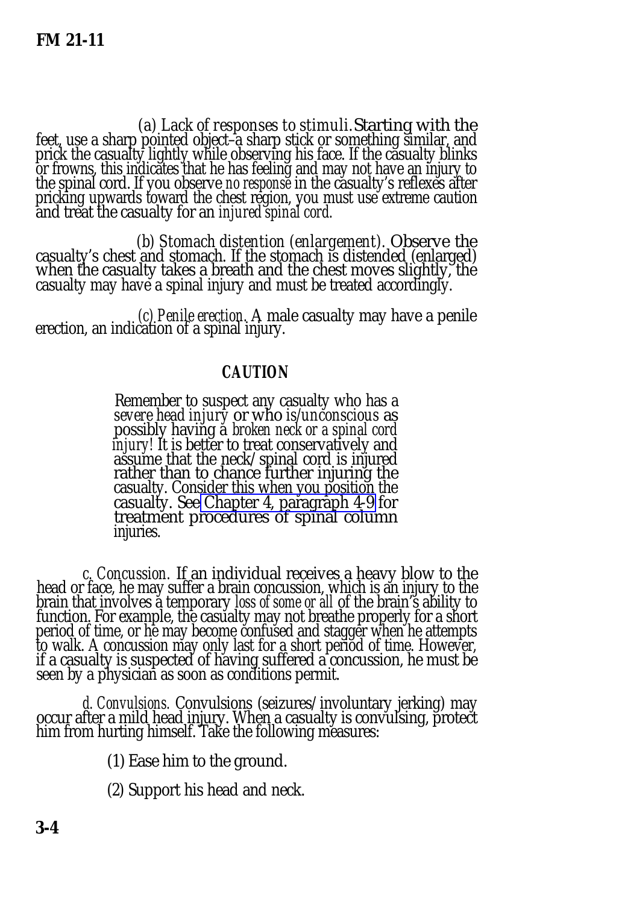(a) *Lack of responses to stimuli.* Starting with the feet, use a sharp pointed object–a sharp stick or something similar, and prick the casualty lightly while observing his face. If the casualty blinks or frowns, this indicates that he has feeling and may not have an injury to the spinal cord. If you observe *no response* in the casualty's reflexes after pricking upwards toward the chest region, you must use extreme caution and treat the casualty for an *injured spinal cord*.

(b) *Stomach distention (enlargement).* Observe the casualty's chest and stomach. If the stomach is distended (enlarged) when the casualty takes a breath and the chest moves slightly, the casualty may have a spinal injury and must be treated accordingly.

(c) *Penile erection.* A male casualty may have a penile erection, an indication of a spinal injury.

**CAUTION**

> Remember to suspect any casualty who has a *severe head injury* or who is *unconscious* as possibly having a *broken neck or a spinal cord injury*! It is better to treat conservatively and assume that the neck/spinal cord is injured rather than to chance further injuring the casualty. Consider this when you position the casualty. See Chapter 4, paragraph 4-9 for treatment procedures of spinal column injuries.

*c. Concussion.* If an individual receives a heavy blow to the head or face, he may suffer a brain concussion, which is an injury to the brain that involves a temporary *loss of some or all* of the brain's ability to function. For example, the casualty may not breathe properly for a short period of time, or he may become confused and stagger when he attempts to walk. A concussion may only last for a short period of time. However, if a casualty is suspected of having suffered a concussion, he must be seen by a physician as soon as conditions permit.

*d. Convulsions.* Convulsions (seizures/involuntary jerking) may occur after a mild head injury. When a casualty is convulsing, protect him from hurting himself. Take the following measures:

(1) Ease him to the ground.

(2) Support his head and neck.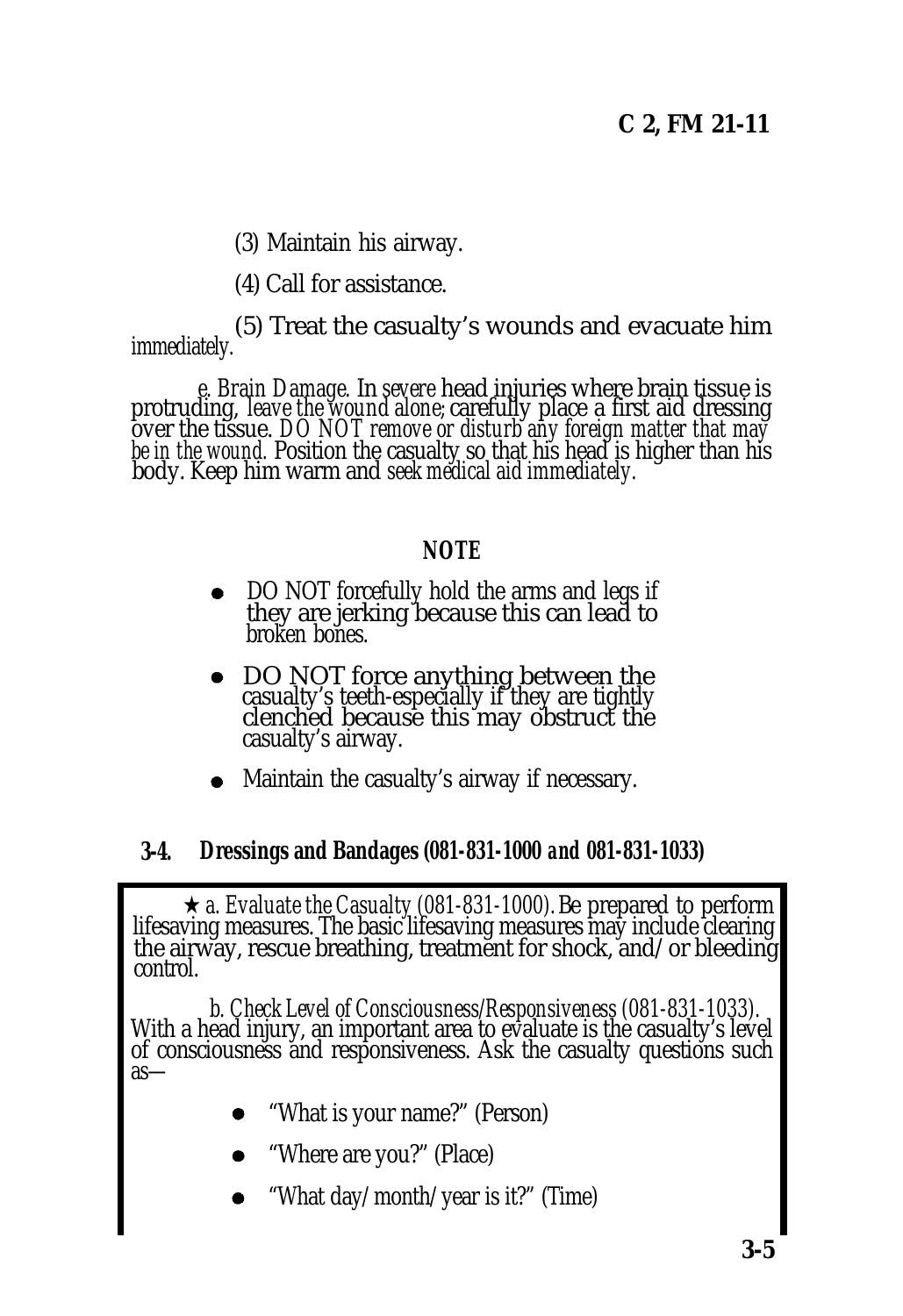(3) Maintain his airway.

(4) Call for assistance.

(5) Treat the casualty's wounds and evacuate him *immediately.*

*e. Brain Damage.* In *severe* head injuries where brain tissue is protruding, *leave the wound alone;* carefully place a first aid dressing over the tissue. *DO NOT remove or disturb any foreign matter that may be in the wound.* Position the casualty so that his head is higher than his body. Keep him warm and *seek medical aid immediately.*

**NOTE**

- DO NOT forcefully hold the arms and legs if they are jerking because this can lead to broken bones.
- DO NOT force anything between the casualty's teeth-especially if they are tightly clenched because this may obstruct the casualty's airway.
- Maintain the casualty's airway if necessary.

### 3-4. Dressings and Bandages (081-831-1000 and 081-831-1033)

★ *a. Evaluate the Casualty (081-831-1000).* Be prepared to perform lifesaving measures. The basic lifesaving measures may include clearing the airway, rescue breathing, treatment for shock, and/or bleeding control.

*b. Check Level of Consciousness/Responsiveness (081-831-1033).* With a head injury, an important area to evaluate is the casualty's level of consciousness and responsiveness. Ask the casualty questions such as—

- "What is your name?" (Person)
- "Where are you?" (Place)
- "What day/month/year is it?" (Time)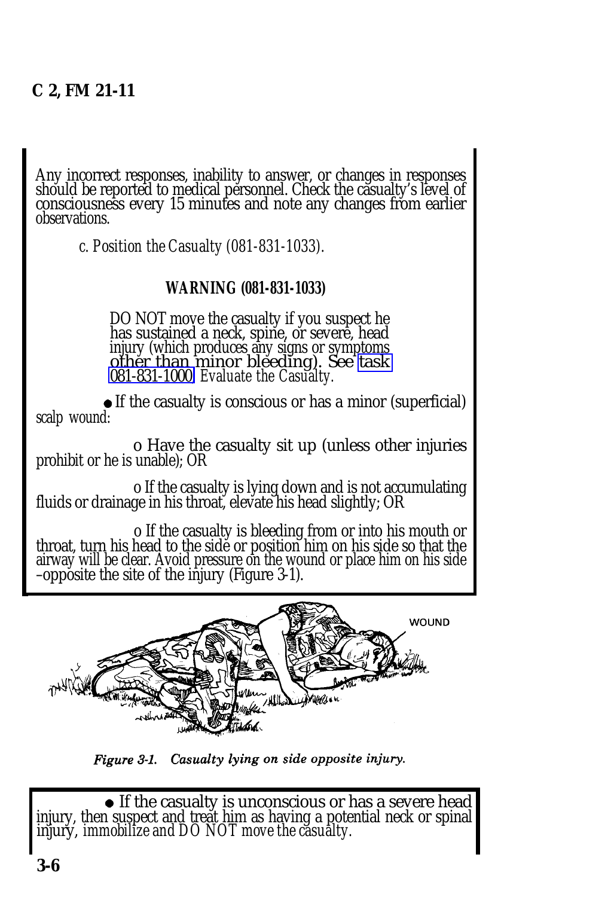Any incorrect responses, inability to answer, or changes in responses should be reported to medical personnel. Check the casualty's level of consciousness every 15 minutes and note any changes from earlier observations.

*c. Position the Casualty (081-831-1033).*

**WARNING (081-831-1033)**

DO NOT move the casualty if you suspect he has sustained a neck, spine, or severe, head injury (which produces any signs or symptoms other than minor bleeding). See task 081-831-1000 *Evaluate the Casualty.*

- If the casualty is conscious or has a minor (superficial) scalp wound:

  o Have the casualty sit up (unless other injuries prohibit or he is unable); OR

  o If the casualty is lying down and is not accumulating fluids or drainage in his throat, elevate his head slightly; OR

  o If the casualty is bleeding from or into his mouth or throat, turn his head to the side or position him on his side so that the airway will be clear. Avoid pressure on the wound or place him on his side –opposite the site of the injury (Figure 3-1).

*Figure 3-1. Casualty lying on side opposite injury.*

- If the casualty is unconscious or has a severe head injury, then suspect and treat him as having a potential neck or spinal injury, immobilize and DO NOT move the casualty.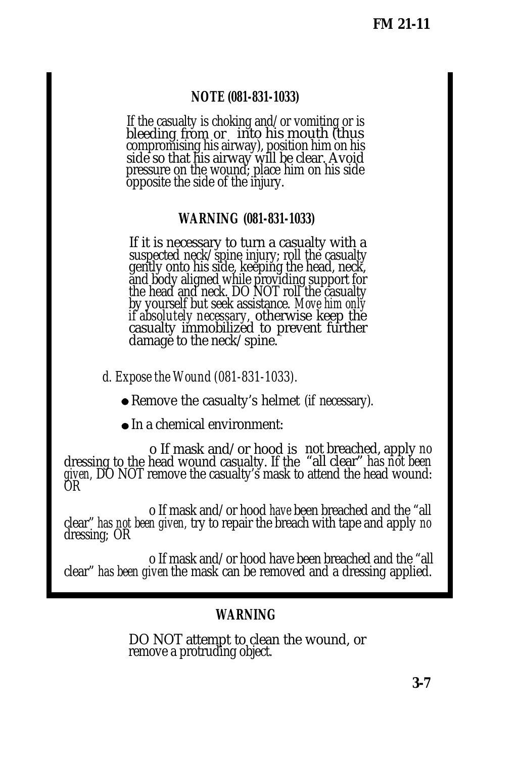**NOTE (081-831-1033)**

If the casualty is choking and/or vomiting or is bleeding from or into his mouth (thus compromising his airway), position him on his side so that his airway will be clear. Avoid pressure on the wound; place him on his side opposite the side of the injury.

**WARNING (081-831-1033)**

If it is necessary to turn a casualty with a suspected neck/spine injury; roll the casualty gently onto his side, keeping the head, neck, and body aligned while providing support for the head and neck. DO NOT roll the casualty by yourself but seek assistance. *Move him only if absolutely necessary*, otherwise keep the casualty immobilized to prevent further damage to the neck/spine.

*d. Expose the Wound (081-831-1033).*

- Remove the casualty's helmet (if necessary).
- In a chemical environment:

o If mask and/or hood is not breached, apply *no* dressing to the head wound casualty. If the "all clear" *has not been given,* DO NOT remove the casualty's mask to attend the head wound: OR

o If mask and/or hood *have* been breached and the "all clear" *has not been given,* try to repair the breach with tape and apply *no* dressing; OR

o If mask and/or hood have been breached and the "all clear" *has been given* the mask can be removed and a dressing applied.

**WARNING**

DO NOT attempt to clean the wound, or remove a protruding object.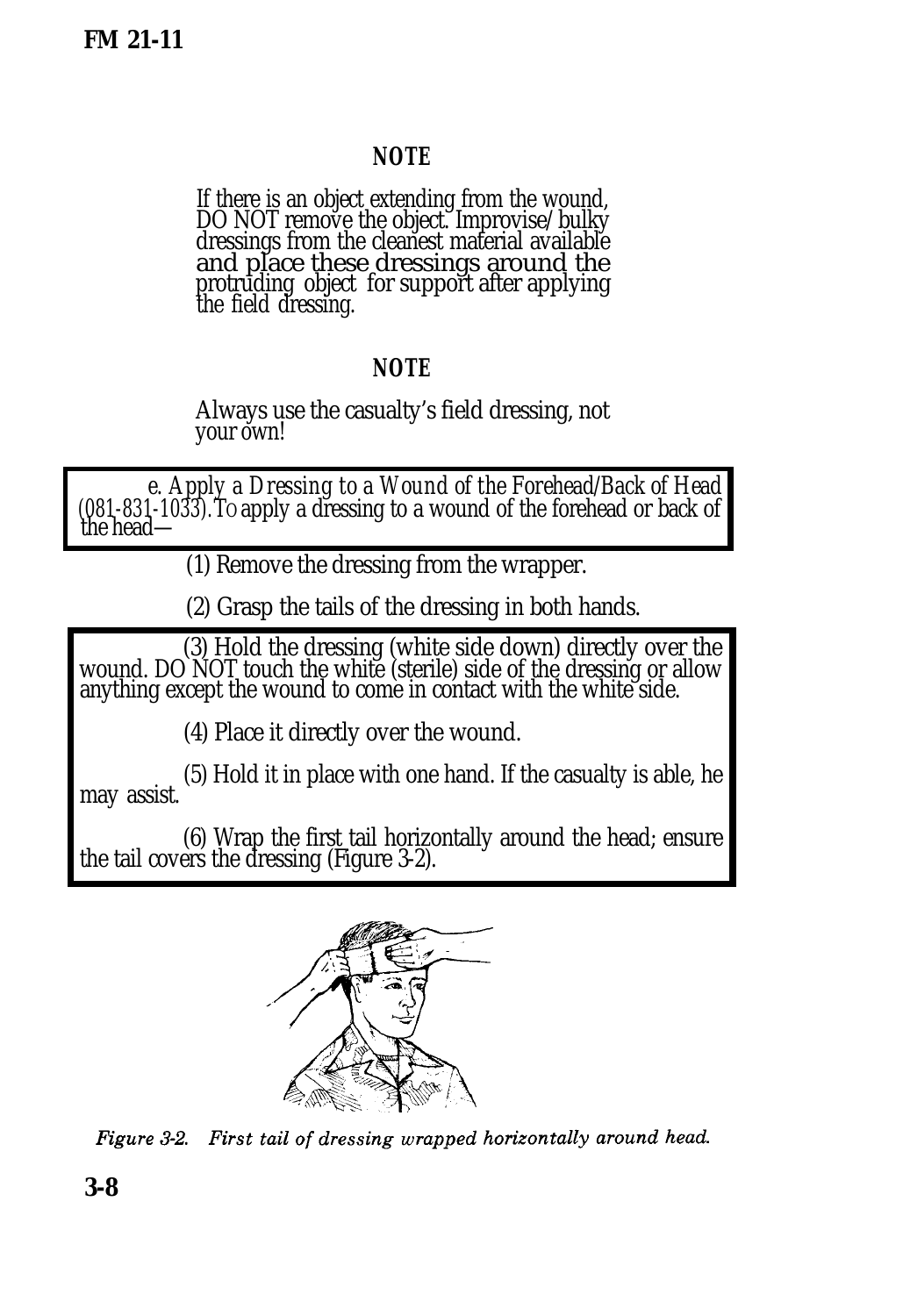**NOTE**

If there is an object extending from the wound, DO NOT remove the object. Improvise/ bulky dressings from the cleanest material available and place these dressings around the protruding object for support after applying the field dressing.

**NOTE**

Always use the casualty's field dressing, not your own!

*e. Apply a Dressing to a Wound of the Forehead/Back of Head (081-831-1033).* To apply a dressing to a wound of the forehead or back of the head—

(1) Remove the dressing from the wrapper.

(2) Grasp the tails of the dressing in both hands.

(3) Hold the dressing (white side down) directly over the wound. DO NOT touch the white (sterile) side of the dressing or allow anything except the wound to come in contact with the white side.

(4) Place it directly over the wound.

(5) Hold it in place with one hand. If the casualty is able, he may assist.

(6) Wrap the first tail horizontally around the head; ensure the tail covers the dressing (Figure 3-2).

*Figure 3-2. First tail of dressing wrapped horizontally around head.*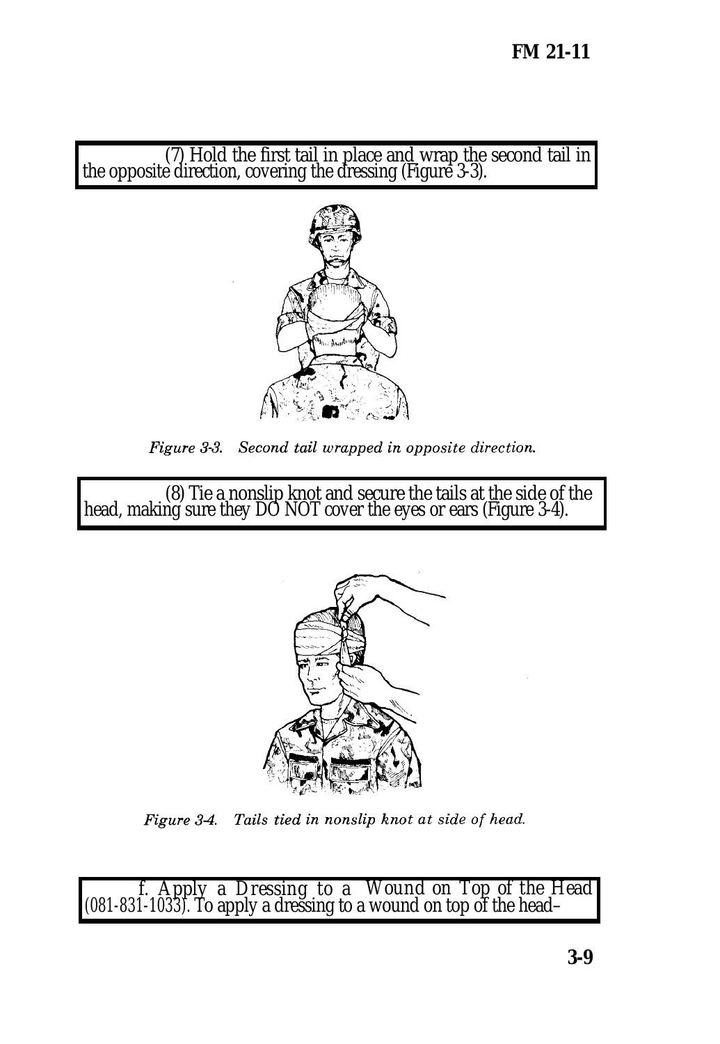(7) Hold the first tail in place and wrap the second tail in the opposite direction, covering the dressing (Figure 3-3).

*Figure 3-3. Second tail wrapped in opposite direction.*

(8) Tie a nonslip knot and secure the tails at the side of the head, making sure they DO NOT cover the eyes or ears (Figure 3-4).

*Figure 3-4. Tails tied in nonslip knot at side of head.*

f. *Apply a Dressing to a Wound on Top of the Head* (081-831-1033). To apply a dressing to a wound on top of the head–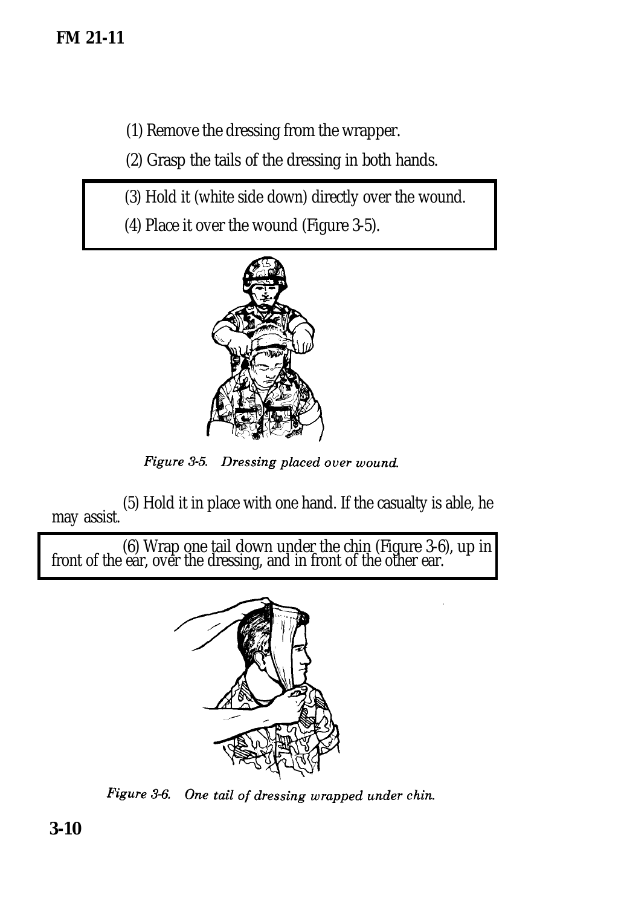(1) Remove the dressing from the wrapper.

(2) Grasp the tails of the dressing in both hands.

(3) Hold it (white side down) directly over the wound.

(4) Place it over the wound (Figure 3-5).

*Figure 3-5. Dressing placed over wound.*

(5) Hold it in place with one hand. If the casualty is able, he may assist.

(6) Wrap one tail down under the chin (Figure 3-6), up in front of the ear, over the dressing, and in front of the other ear.

*Figure 3-6. One tail of dressing wrapped under chin.*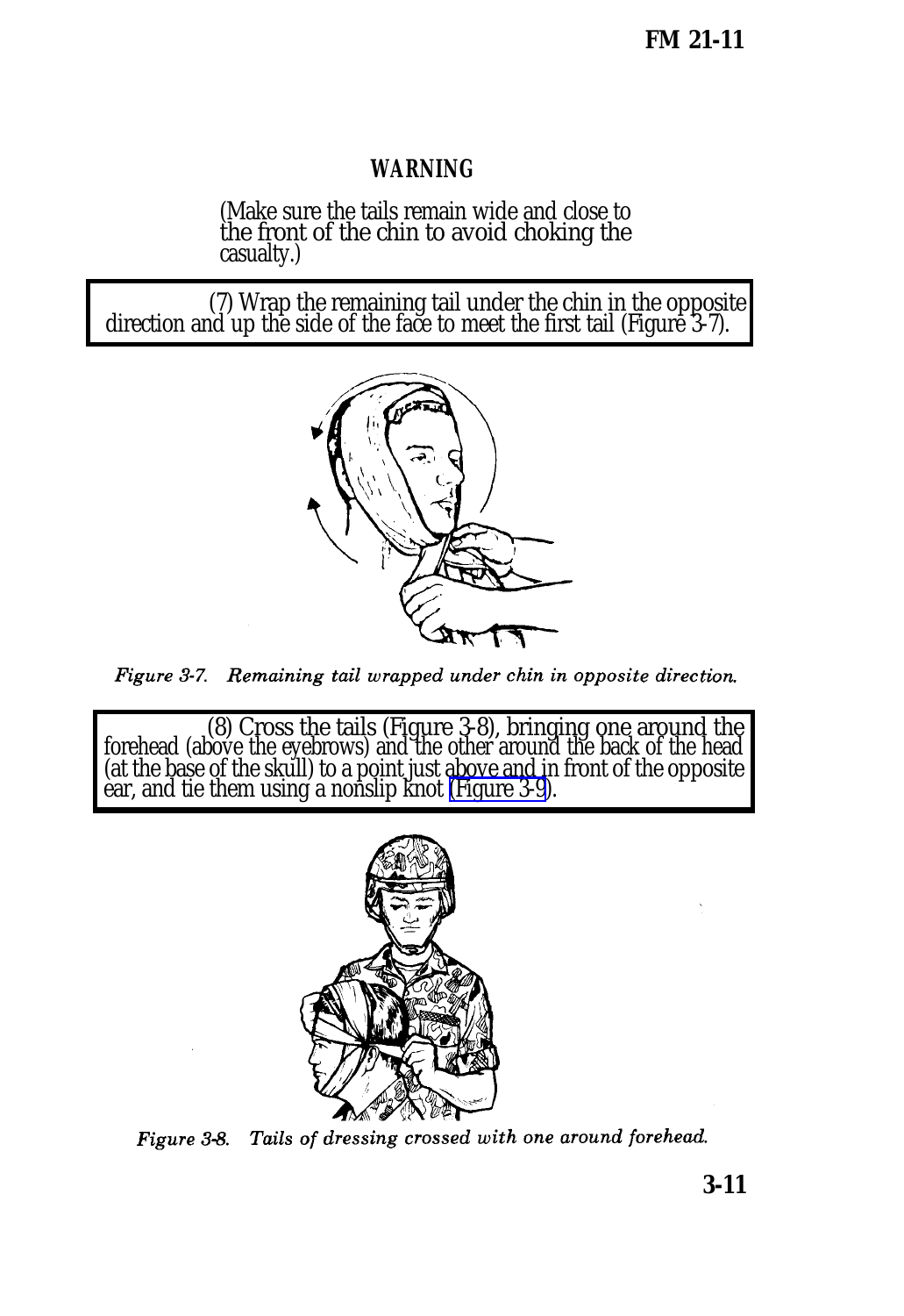**WARNING**

(Make sure the tails remain wide and close to the front of the chin to avoid choking the casualty.)

(7) Wrap the remaining tail under the chin in the opposite direction and up the side of the face to meet the first tail (Figure 3-7).

*Figure 3-7. Remaining tail wrapped under chin in opposite direction.*

(8) Cross the tails (Figure 3-8), bringing one around the forehead (above the eyebrows) and the other around the back of the head (at the base of the skull) to a point just above and in front of the opposite ear, and tie them using a nonslip knot (Figure 3-9).

*Figure 3-8. Tails of dressing crossed with one around forehead.*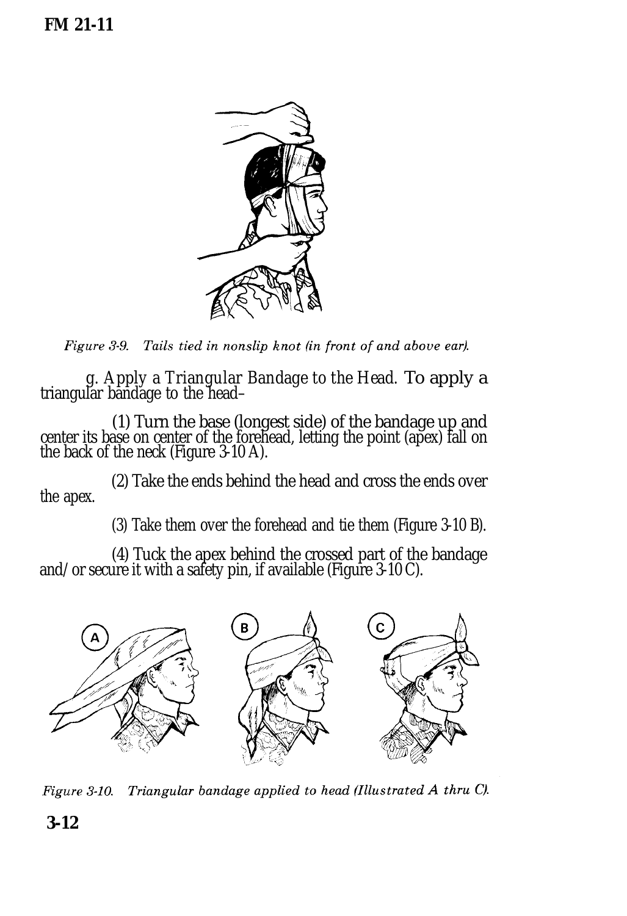*Figure 3-9. Tails tied in nonslip knot (in front of and above ear).*

*g. Apply a Triangular Bandage to the Head.* To apply a triangular bandage to the head–

(1) Turn the base (longest side) of the bandage up and center its base on center of the forehead, letting the point (apex) fall on the back of the neck (Figure 3-10 A).

(2) Take the ends behind the head and cross the ends over the apex.

(3) Take them over the forehead and tie them (Figure 3-10 B).

(4) Tuck the apex behind the crossed part of the bandage and/or secure it with a safety pin, if available (Figure 3-10 C).

*Figure 3-10. Triangular bandage applied to head (Illustrated A thru C).*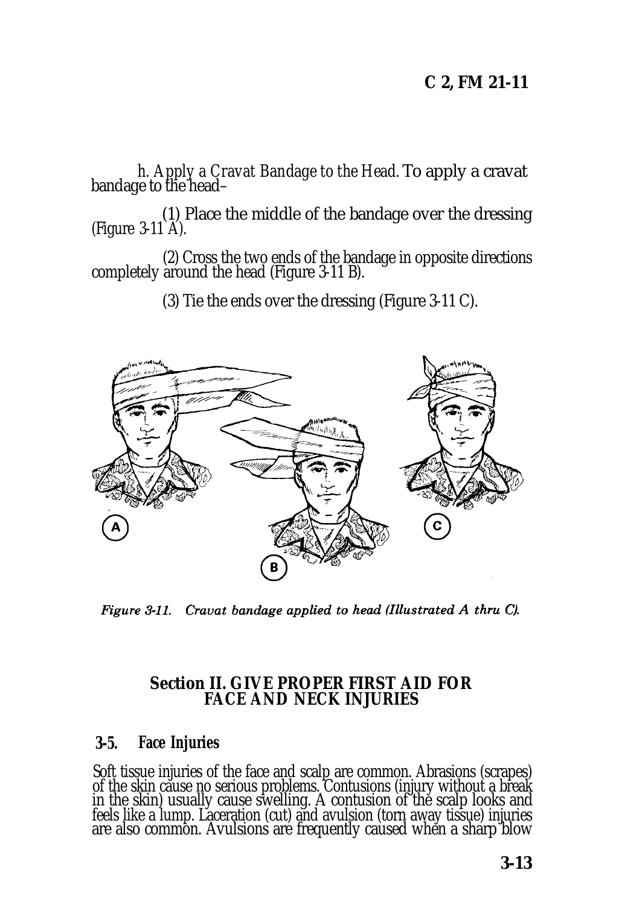*h. Apply a Cravat Bandage to the Head.* To apply a cravat bandage to the head–

(1) Place the middle of the bandage over the dressing (Figure 3-11 A).

(2) Cross the two ends of the bandage in opposite directions completely around the head (Figure 3-11 B).

(3) Tie the ends over the dressing (Figure 3-11 C).

*Figure 3-11. Cravat bandage applied to head (Illustrated A thru C).*

## Section II. GIVE PROPER FIRST AID FOR FACE AND NECK INJURIES

### 3-5. Face Injuries

Soft tissue injuries of the face and scalp are common. Abrasions (scrapes) of the skin cause no serious problems. Contusions (injury without a break in the skin) usually cause swelling. A contusion of the scalp looks and feels like a lump. Laceration (cut) and avulsion (torn away tissue) injuries are also common. Avulsions are frequently caused when a sharp blow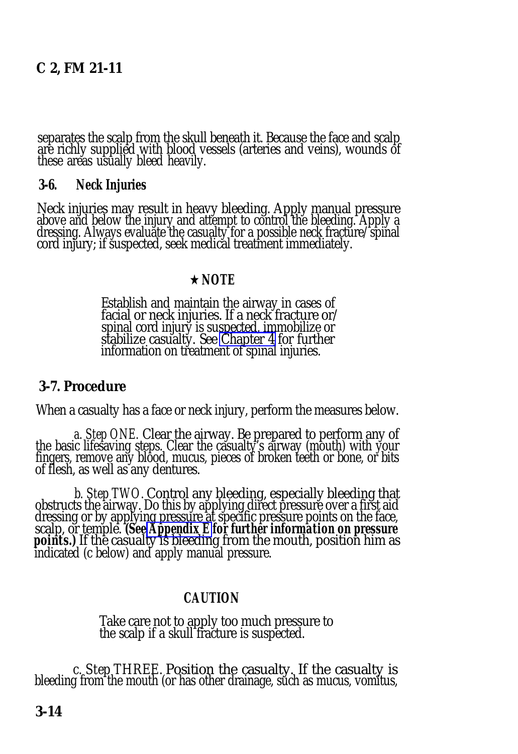separates the scalp from the skull beneath it. Because the face and scalp are richly supplied with blood vessels (arteries and veins), wounds of these areas usually bleed heavily.

### 3-6. Neck Injuries

Neck injuries may result in heavy bleeding. Apply manual pressure above and below the injury and attempt to control the bleeding. Apply a dressing. Always evaluate the casualty for a possible neck fracture/spinal cord injury; if suspected, seek medical treatment immediately.

**★ NOTE**

Establish and maintain the airway in cases of facial or neck injuries. If a neck fracture or/spinal cord injury is suspected, immobilize or stabilize casualty. See Chapter 4 for further information on treatment of spinal injuries.

### 3-7. Procedure

When a casualty has a face or neck injury, perform the measures below.

*a. Step ONE.* Clear the airway. Be prepared to perform any of the basic lifesaving steps. Clear the casualty's airway (mouth) with your fingers, remove any blood, mucus, pieces of broken teeth or bone, or bits of flesh, as well as any dentures.

*b. Step TWO.* Control any bleeding, especially bleeding that obstructs the airway. Do this by applying direct pressure over a first aid dressing or by applying pressure at specific pressure points on the face, scalp, or temple. ***(See Appendix E for further information on pressure points.)*** If the casualty is bleeding from the mouth, position him as indicated (c below) and apply manual pressure.

**CAUTION**

Take care not to apply too much pressure to the scalp if a skull fracture is suspected.

*c. Step THREE.* Position the casualty. If the casualty is bleeding from the mouth (or has other drainage, such as mucus, vomitus,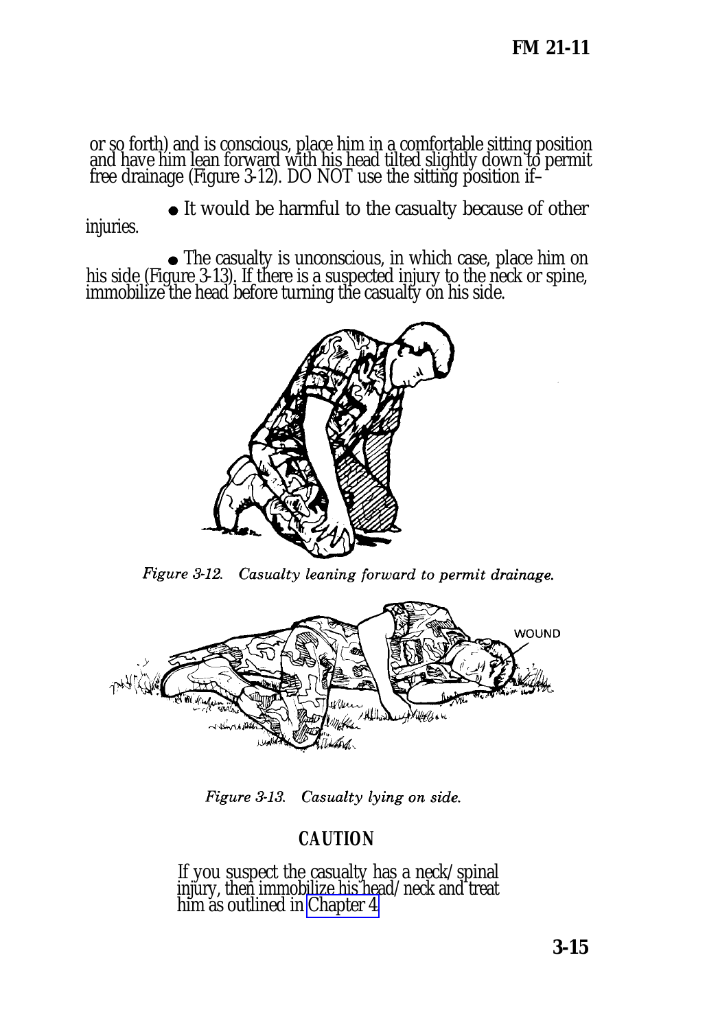or so forth) and is conscious, place him in a comfortable sitting position and have him lean forward with his head tilted slightly down to permit free drainage (Figure 3-12). DO NOT use the sitting position if–

- It would be harmful to the casualty because of other injuries.
- The casualty is unconscious, in which case, place him on his side (Figure 3-13). If there is a suspected injury to the neck or spine, immobilize the head before turning the casualty on his side.

*Figure 3-12. Casualty leaning forward to permit drainage.*

WOUND

*Figure 3-13. Casualty lying on side.*

**CAUTION**

If you suspect the casualty has a neck/spinal injury, then immobilize his head/neck and treat him as outlined in Chapter 4.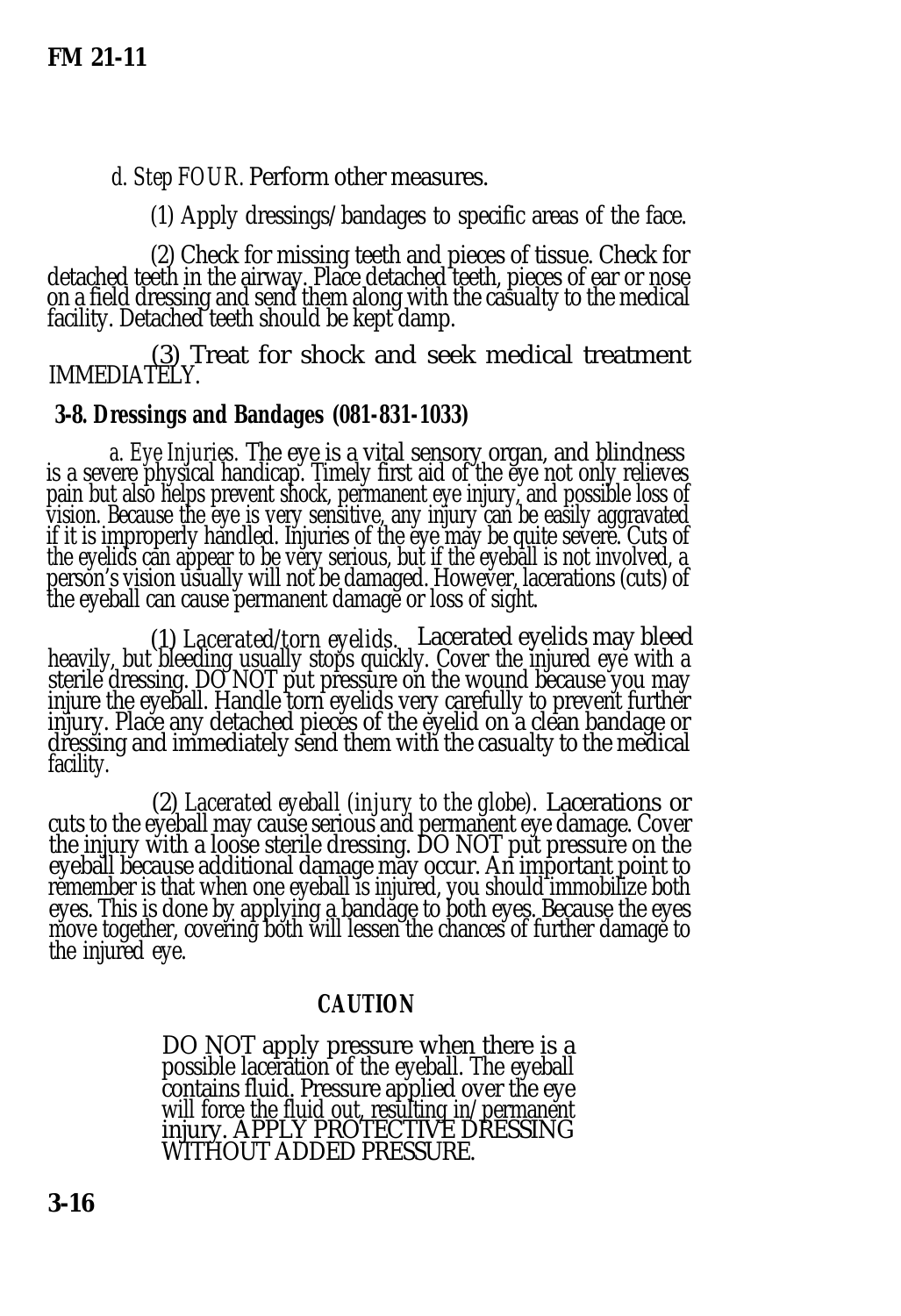*d. Step FOUR.* Perform other measures.

(1) Apply dressings/bandages to specific areas of the face.

(2) Check for missing teeth and pieces of tissue. Check for detached teeth in the airway. Place detached teeth, pieces of ear or nose on a field dressing and send them along with the casualty to the medical facility. Detached teeth should be kept damp.

(3) Treat for shock and seek medical treatment IMMEDIATELY.

## 3-8. Dressings and Bandages (081-831-1033)

*a. Eye Injuries.* The eye is a vital sensory organ, and blindness is a severe physical handicap. Timely first aid of the eye not only relieves pain but also helps prevent shock, permanent eye injury, and possible loss of vision. Because the eye is very sensitive, any injury can be easily aggravated if it is improperly handled. Injuries of the eye may be quite severe. Cuts of the eyelids can appear to be very serious, but if the eyeball is not involved, a person's vision usually will not be damaged. However, lacerations (cuts) of the eyeball can cause permanent damage or loss of sight.

(1) *Lacerated/torn eyelids.* Lacerated eyelids may bleed heavily, but bleeding usually stops quickly. Cover the injured eye with a sterile dressing. DO NOT put pressure on the wound because you may injure the eyeball. Handle torn eyelids very carefully to prevent further injury. Place any detached pieces of the eyelid on a clean bandage or dressing and immediately send them with the casualty to the medical facility.

(2) *Lacerated eyeball (injury to the globe).* Lacerations or cuts to the eyeball may cause serious and permanent eye damage. Cover the injury with a loose sterile dressing. DO NOT put pressure on the eyeball because additional damage may occur. An important point to remember is that when one eyeball is injured, you should immobilize both eyes. This is done by applying a bandage to both eyes. Because the eyes move together, covering both will lessen the chances of further damage to the injured eye.

**CAUTION**

DO NOT apply pressure when there is a possible laceration of the eyeball. The eyeball contains fluid. Pressure applied over the eye will force the fluid out, resulting in permanent injury. APPLY PROTECTIVE DRESSING WITHOUT ADDED PRESSURE.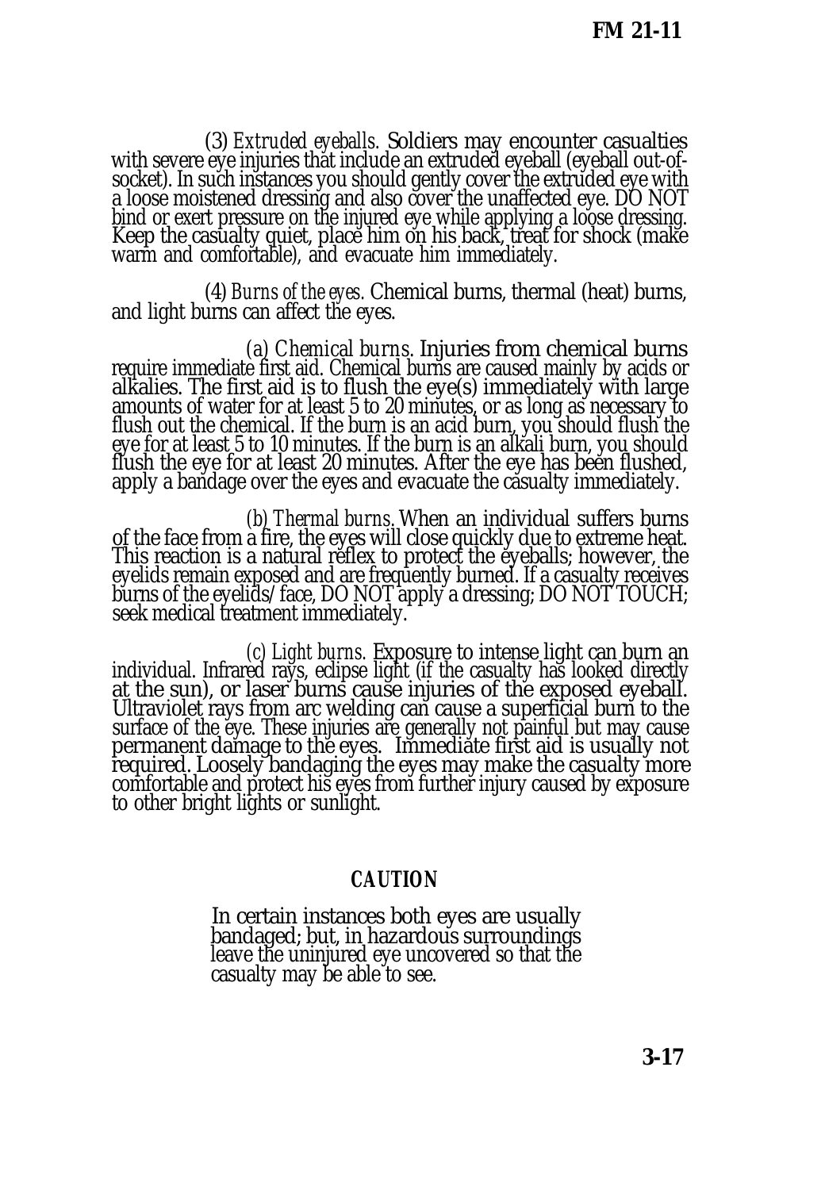(3) *Extruded eyeballs.* Soldiers may encounter casualties with severe eye injuries that include an extruded eyeball (eyeball out-of-socket). In such instances you should gently cover the extruded eye with a loose moistened dressing and also cover the unaffected eye. DO NOT bind or exert pressure on the injured eye while applying a loose dressing. Keep the casualty quiet, place him on his back, treat for shock (make warm and comfortable), and evacuate him immediately.

(4) *Burns of the eyes.* Chemical burns, thermal (heat) burns, and light burns can affect the eyes.

(a) *Chemical burns.* Injuries from chemical burns require immediate first aid. Chemical burns are caused mainly by acids or alkalies. The first aid is to flush the eye(s) immediately with large amounts of water for at least 5 to 20 minutes, or as long as necessary to flush out the chemical. If the burn is an acid burn, you should flush the eye for at least 5 to 10 minutes. If the burn is an alkali burn, you should flush the eye for at least 20 minutes. After the eye has been flushed, apply a bandage over the eyes and evacuate the casualty immediately.

(b) *Thermal burns.* When an individual suffers burns of the face from a fire, the eyes will close quickly due to extreme heat. This reaction is a natural reflex to protect the eyeballs; however, the eyelids remain exposed and are frequently burned. If a casualty receives burns of the eyelids/face, DO NOT apply a dressing; DO NOT TOUCH; seek medical treatment immediately.

(c) *Light burns.* Exposure to intense light can burn an individual. Infrared rays, eclipse light (if the casualty has looked directly at the sun), or laser burns cause injuries of the exposed eyeball. Ultraviolet rays from arc welding can cause a superficial burn to the surface of the eye. These injuries are generally not painful but may cause permanent damage to the eyes. Immediate first aid is usually not required. Loosely bandaging the eyes may make the casualty more comfortable and protect his eyes from further injury caused by exposure to other bright lights or sunlight.

**CAUTION**

In certain instances both eyes are usually bandaged; but, in hazardous surroundings leave the uninjured eye uncovered so that the casualty may be able to see.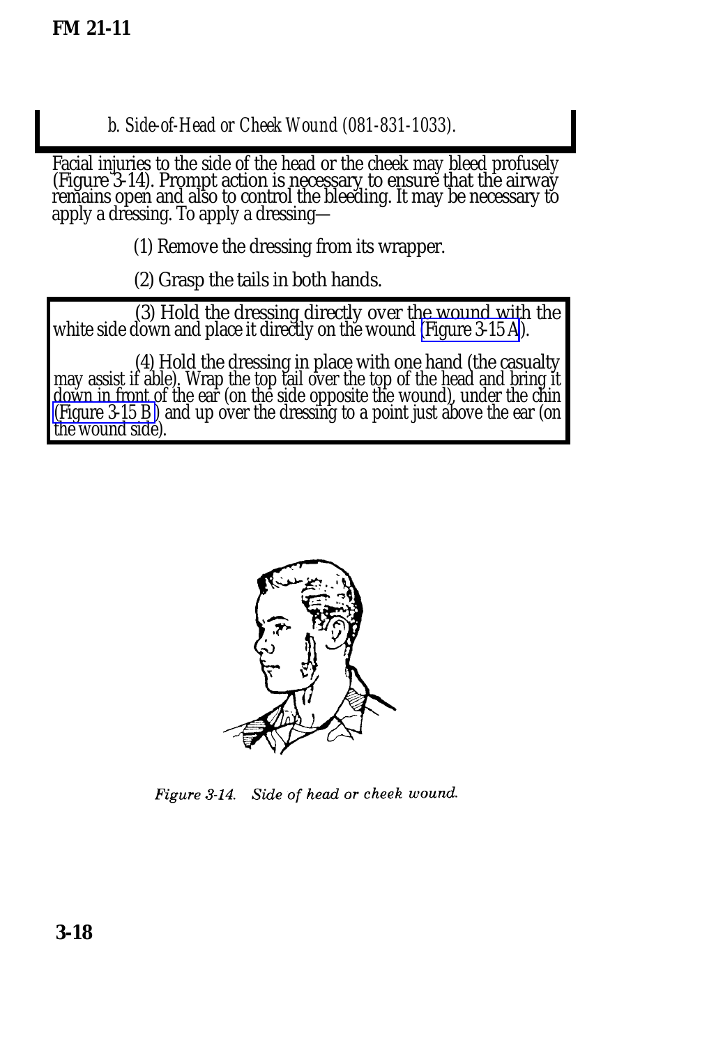*b. Side-of-Head or Cheek Wound (081-831-1033).*

Facial injuries to the side of the head or the cheek may bleed profusely (Figure 3-14). Prompt action is necessary to ensure that the airway remains open and also to control the bleeding. It may be necessary to apply a dressing. To apply a dressing—

(1) Remove the dressing from its wrapper.

(2) Grasp the tails in both hands.

(3) Hold the dressing directly over the wound with the white side down and place it directly on the wound (Figure 3-15 A).

(4) Hold the dressing in place with one hand (the casualty may assist if able). Wrap the top tail over the top of the head and bring it down in front of the ear (on the side opposite the wound), under the chin (Figure 3-15 B) and up over the dressing to a point just above the ear (on the wound side).

*Figure 3-14. Side of head or cheek wound.*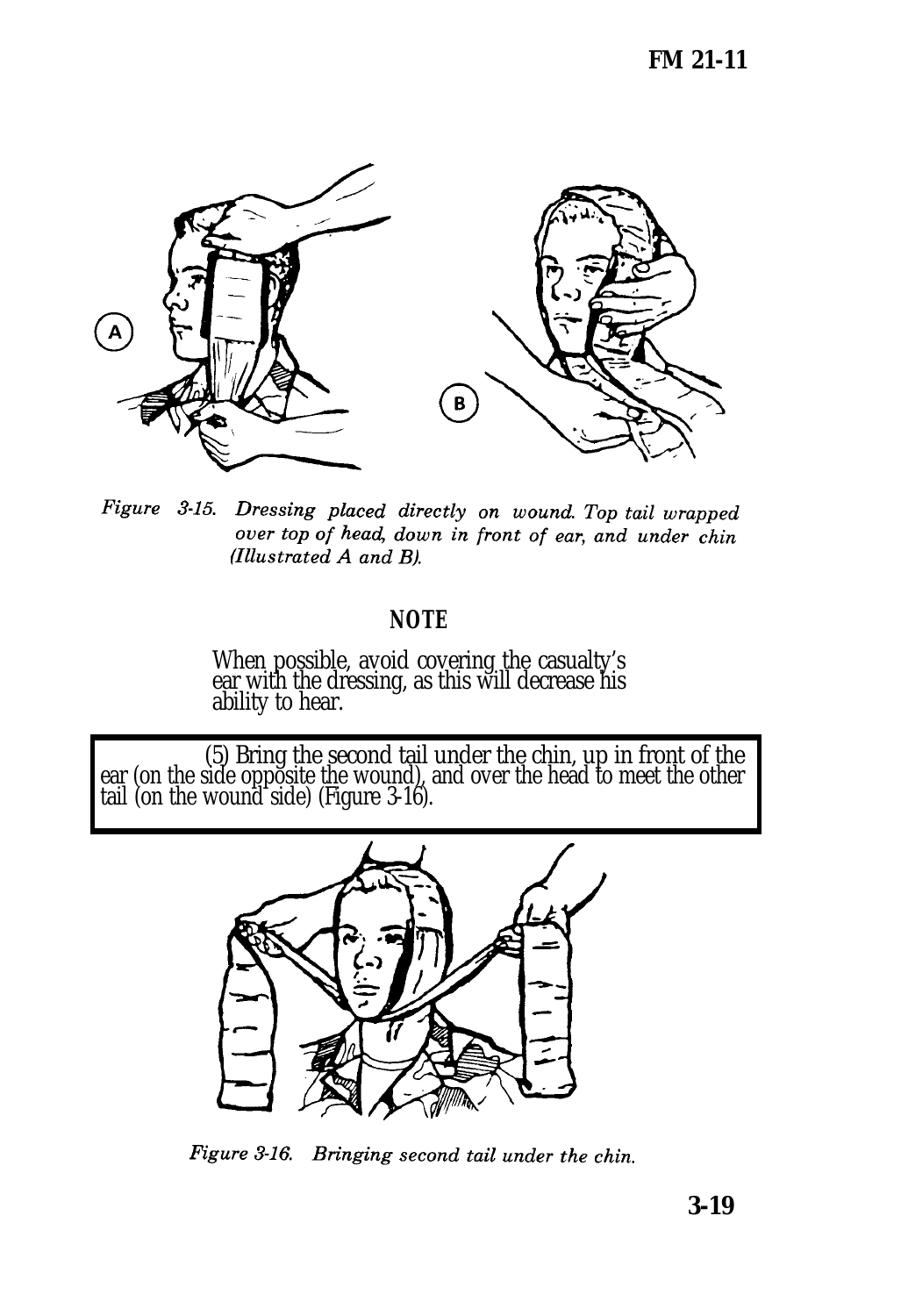*Figure 3-15. Dressing placed directly on wound. Top tail wrapped over top of head, down in front of ear, and under chin (Illustrated A and B).*

**NOTE**

When possible, avoid covering the casualty's ear with the dressing, as this will decrease his ability to hear.

(5) Bring the second tail under the chin, up in front of the ear (on the side opposite the wound), and over the head to meet the other tail (on the wound side) (Figure 3-16).

*Figure 3-16. Bringing second tail under the chin.*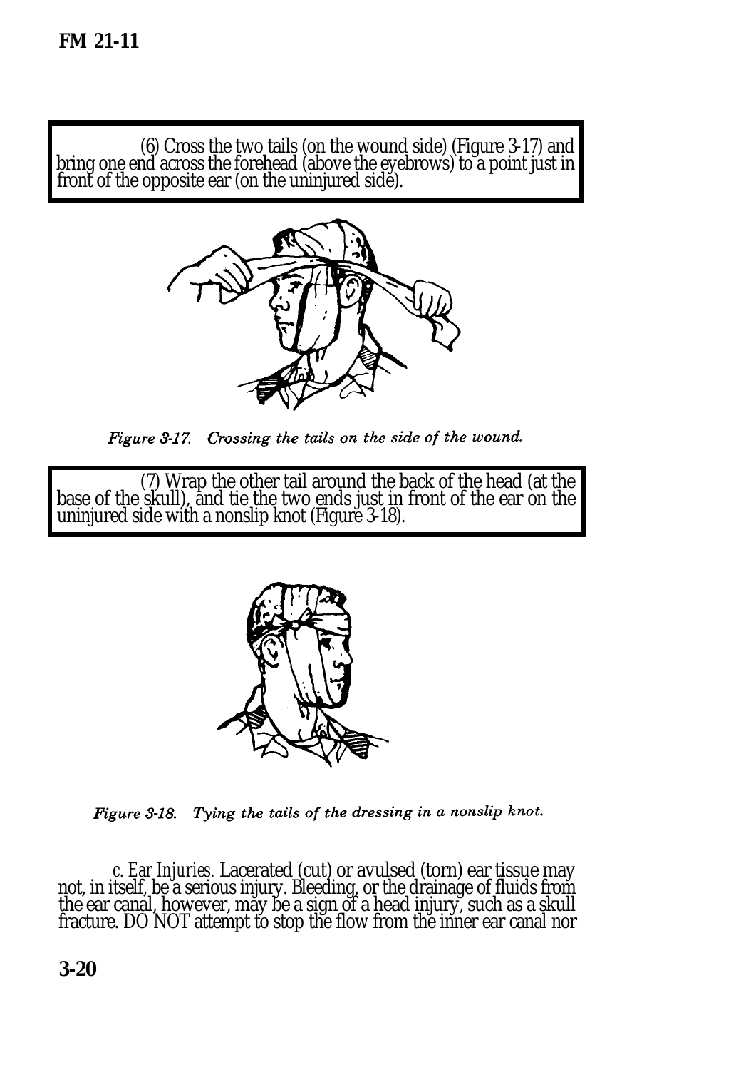(6) Cross the two tails (on the wound side) (Figure 3-17) and bring one end across the forehead (above the eyebrows) to a point just in front of the opposite ear (on the uninjured side).

*Figure 3-17. Crossing the tails on the side of the wound.*

(7) Wrap the other tail around the back of the head (at the base of the skull), and tie the two ends just in front of the ear on the uninjured side with a nonslip knot (Figure 3-18).

*Figure 3-18. Tying the tails of the dressing in a nonslip knot.*

*c. Ear Injuries.* Lacerated (cut) or avulsed (torn) ear tissue may not, in itself, be a serious injury. Bleeding, or the drainage of fluids from the ear canal, however, may be a sign of a head injury, such as a skull fracture. DO NOT attempt to stop the flow from the inner ear canal nor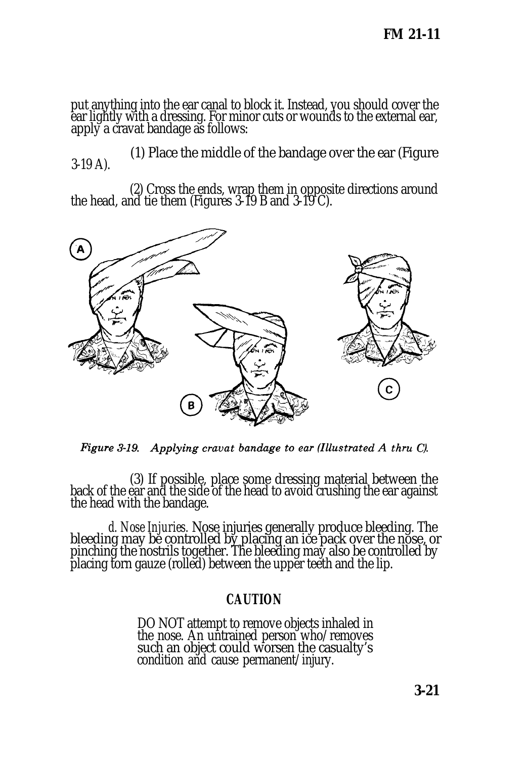put anything into the ear canal to block it. Instead, you should cover the ear lightly with a dressing. For minor cuts or wounds to the external ear, apply a cravat bandage as follows:

(1) Place the middle of the bandage over the ear (Figure 3-19 A).

(2) Cross the ends, wrap them in opposite directions around the head, and tie them (Figures 3-19 B and 3-19 C).

*Figure 3-19. Applying cravat bandage to ear (Illustrated A thru C).*

(3) If possible, place some dressing material between the back of the ear and the side of the head to avoid crushing the ear against the head with the bandage.

*d. Nose Injuries.* Nose injuries generally produce bleeding. The bleeding may be controlled by placing an ice pack over the nose, or pinching the nostrils together. The bleeding may also be controlled by placing torn gauze (rolled) between the upper teeth and the lip.

**CAUTION**

DO NOT attempt to remove objects inhaled in the nose. An untrained person who/removes such an object could worsen the casualty's condition and cause permanent/injury.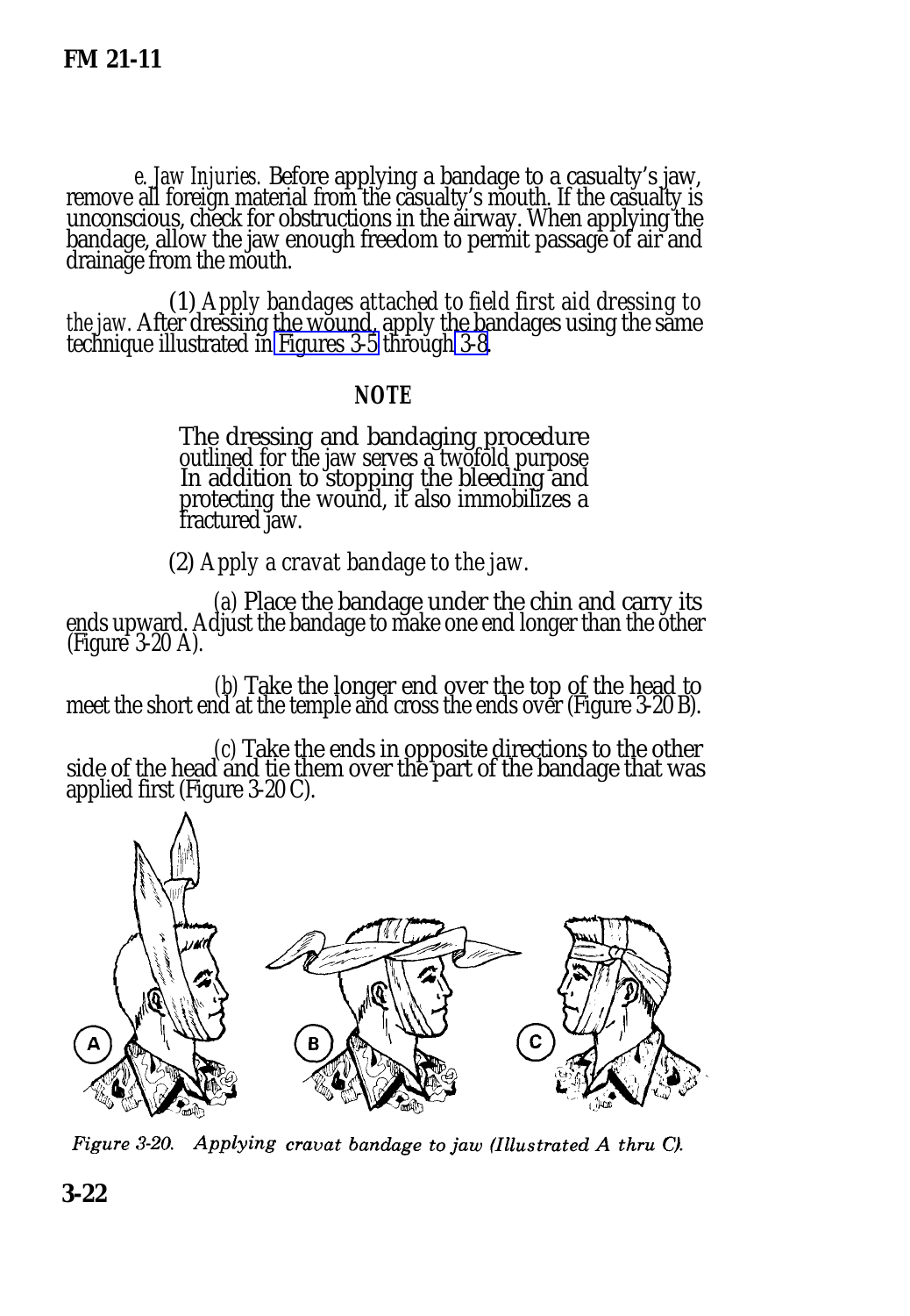*e. Jaw Injuries.* Before applying a bandage to a casualty's jaw, remove all foreign material from the casualty's mouth. If the casualty is unconscious, check for obstructions in the airway. When applying the bandage, allow the jaw enough freedom to permit passage of air and drainage from the mouth.

(1) *Apply bandages attached to field first aid dressing to the jaw.* After dressing the wound, apply the bandages using the same technique illustrated in Figures 3-5 through 3-8.

**NOTE**

The dressing and bandaging procedure outlined for the jaw serves a twofold purpose In addition to stopping the bleeding and protecting the wound, it also immobilizes a fractured jaw.

(2) *Apply a cravat bandage to the jaw.*

(*a*) Place the bandage under the chin and carry its ends upward. Adjust the bandage to make one end longer than the other (Figure 3-20 A).

(*b*) Take the longer end over the top of the head to meet the short end at the temple and cross the ends over (Figure 3-20 B).

(*c*) Take the ends in opposite directions to the other side of the head and tie them over the part of the bandage that was applied first (Figure 3-20 C).

*Figure 3-20. Applying cravat bandage to jaw (Illustrated A thru C).*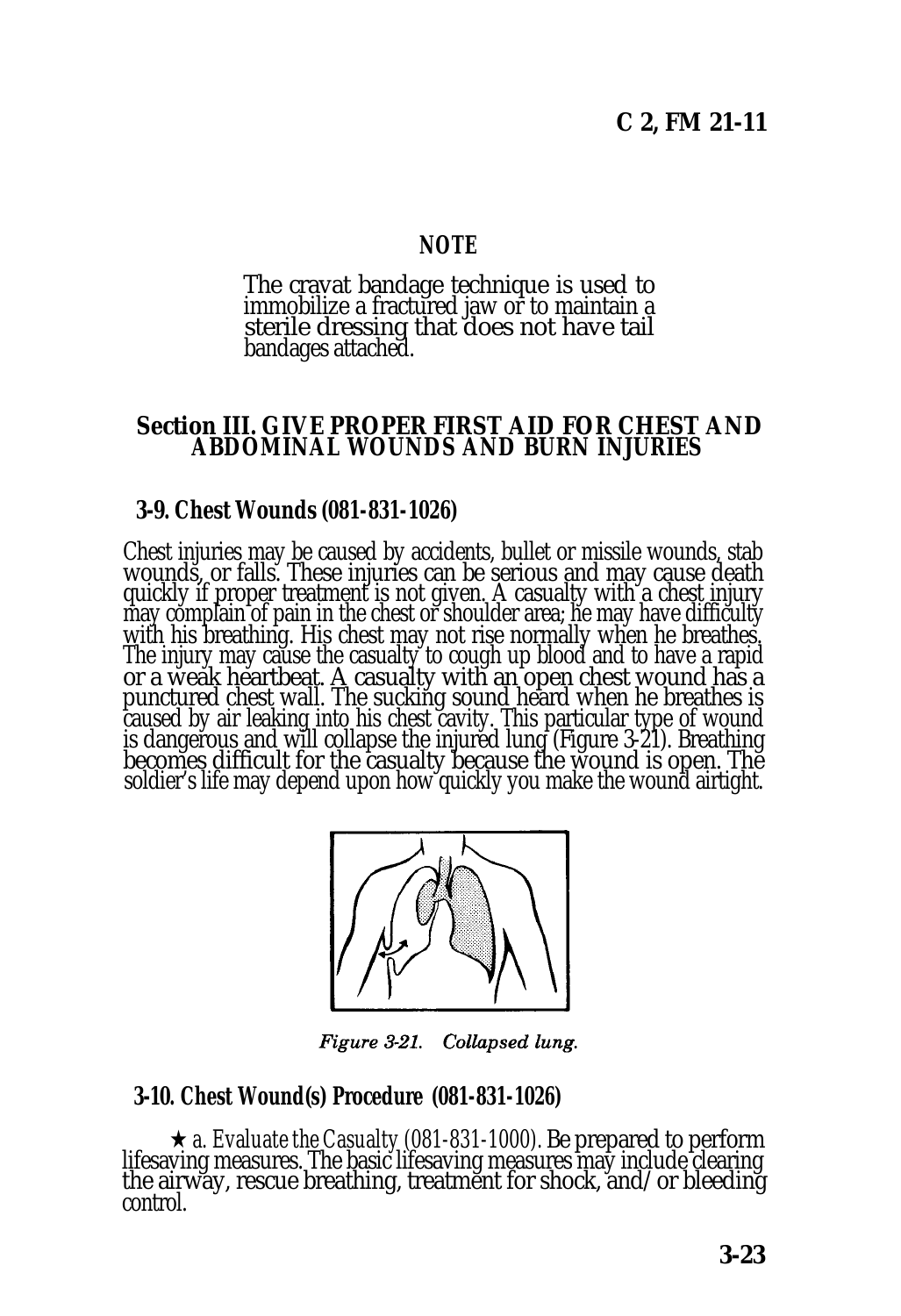**NOTE**

The cravat bandage technique is used to immobilize a fractured jaw or to maintain a sterile dressing that does not have tail bandages attached.

## Section III. GIVE PROPER FIRST AID FOR CHEST AND ABDOMINAL WOUNDS AND BURN INJURIES

### 3-9. Chest Wounds (081-831-1026)

Chest injuries may be caused by accidents, bullet or missile wounds, stab wounds, or falls. These injuries can be serious and may cause death quickly if proper treatment is not given. A casualty with a chest injury may complain of pain in the chest or shoulder area; he may have difficulty with his breathing. His chest may not rise normally when he breathes. The injury may cause the casualty to cough up blood and to have a rapid or a weak heartbeat. A casualty with an open chest wound has a punctured chest wall. The sucking sound heard when he breathes is caused by air leaking into his chest cavity. This particular type of wound is dangerous and will collapse the injured lung (Figure 3-21). Breathing becomes difficult for the casualty because the wound is open. The soldier's life may depend upon how quickly you make the wound airtight.

*Figure 3-21. Collapsed lung.*

### 3-10. Chest Wound(s) Procedure (081-831-1026)

★ *a. Evaluate the Casualty (081-831-1000).* Be prepared to perform lifesaving measures. The basic lifesaving measures may include clearing the airway, rescue breathing, treatment for shock, and/or bleeding control.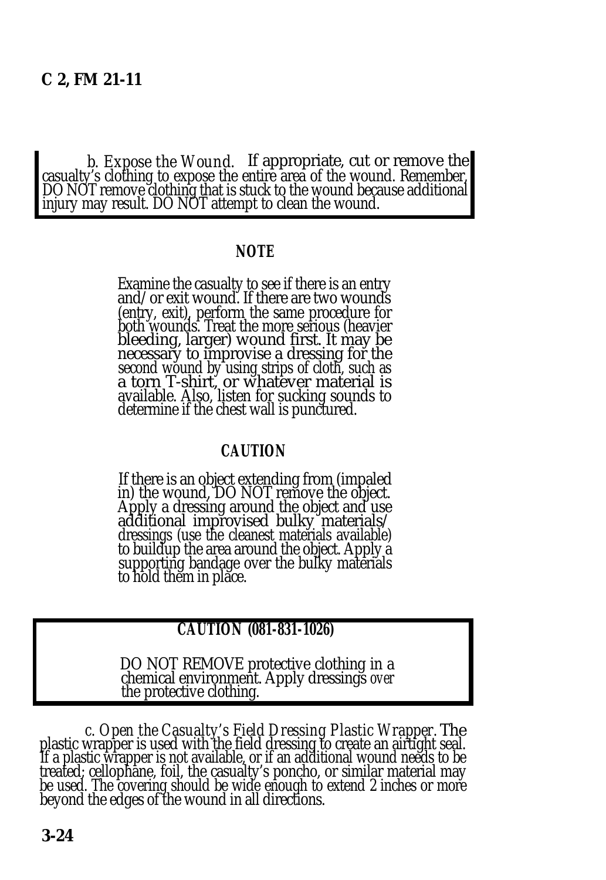*b. Expose the Wound.* If appropriate, cut or remove the casualty's clothing to expose the entire area of the wound. Remember, DO NOT remove clothing that is stuck to the wound because additional injury may result. DO NOT attempt to clean the wound.

**NOTE**

Examine the casualty to see if there is an entry and/or exit wound. If there are two wounds (entry, exit), perform the same procedure for both wounds. Treat the more serious (heavier bleeding, larger) wound first. It may be necessary to improvise a dressing for the second wound by using strips of cloth, such as a torn T-shirt, or whatever material is available. Also, listen for sucking sounds to determine if the chest wall is punctured.

**CAUTION**

If there is an object extending from (impaled in) the wound, DO NOT remove the object. Apply a dressing around the object and use additional improvised bulky materials/dressings (use the cleanest materials available) to buildup the area around the object. Apply a supporting bandage over the bulky materials to hold them in place.

**CAUTION (081-831-1026)**

DO NOT REMOVE protective clothing in a chemical environment. Apply dressings *over* the protective clothing.

*c. Open the Casualty's Field Dressing Plastic Wrapper.* The plastic wrapper is used with the field dressing to create an airtight seal. If a plastic wrapper is not available, or if an additional wound needs to be treated; cellophane, foil, the casualty's poncho, or similar material may be used. The covering should be wide enough to extend 2 inches or more beyond the edges of the wound in all directions.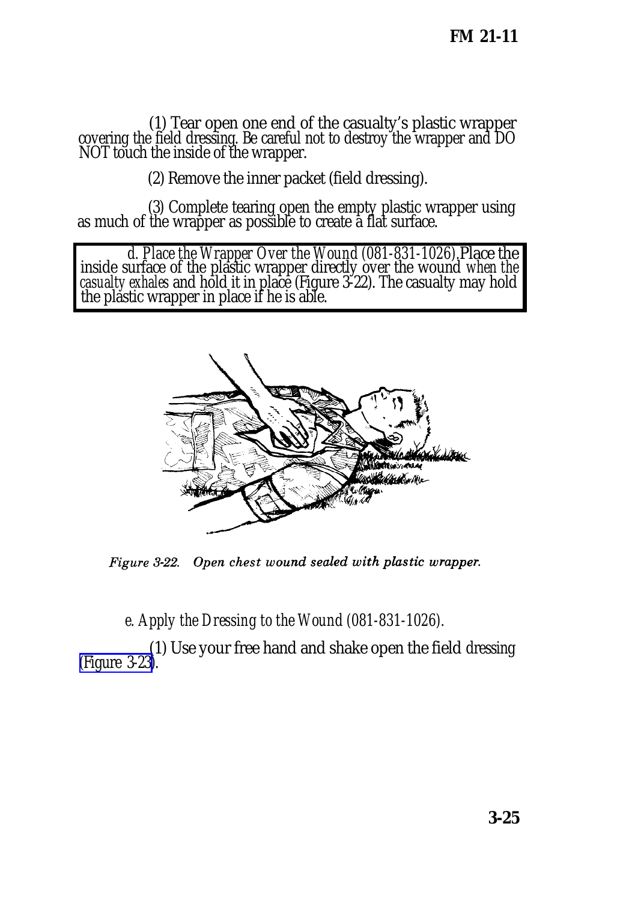(1) Tear open one end of the casualty's plastic wrapper covering the field dressing. Be careful not to destroy the wrapper and DO NOT touch the inside of the wrapper.

(2) Remove the inner packet (field dressing).

(3) Complete tearing open the empty plastic wrapper using as much of the wrapper as possible to create a flat surface.

*d. Place the Wrapper Over the Wound (081-831-1026).* Place the inside surface of the plastic wrapper directly over the wound *when the casualty exhales* and hold it in place (Figure 3-22). The casualty may hold the plastic wrapper in place if he is able.

*Figure 3-22. Open chest wound sealed with plastic wrapper.*

*e. Apply the Dressing to the Wound (081-831-1026).*

(1) Use your free hand and shake open the field dressing (Figure 3-23).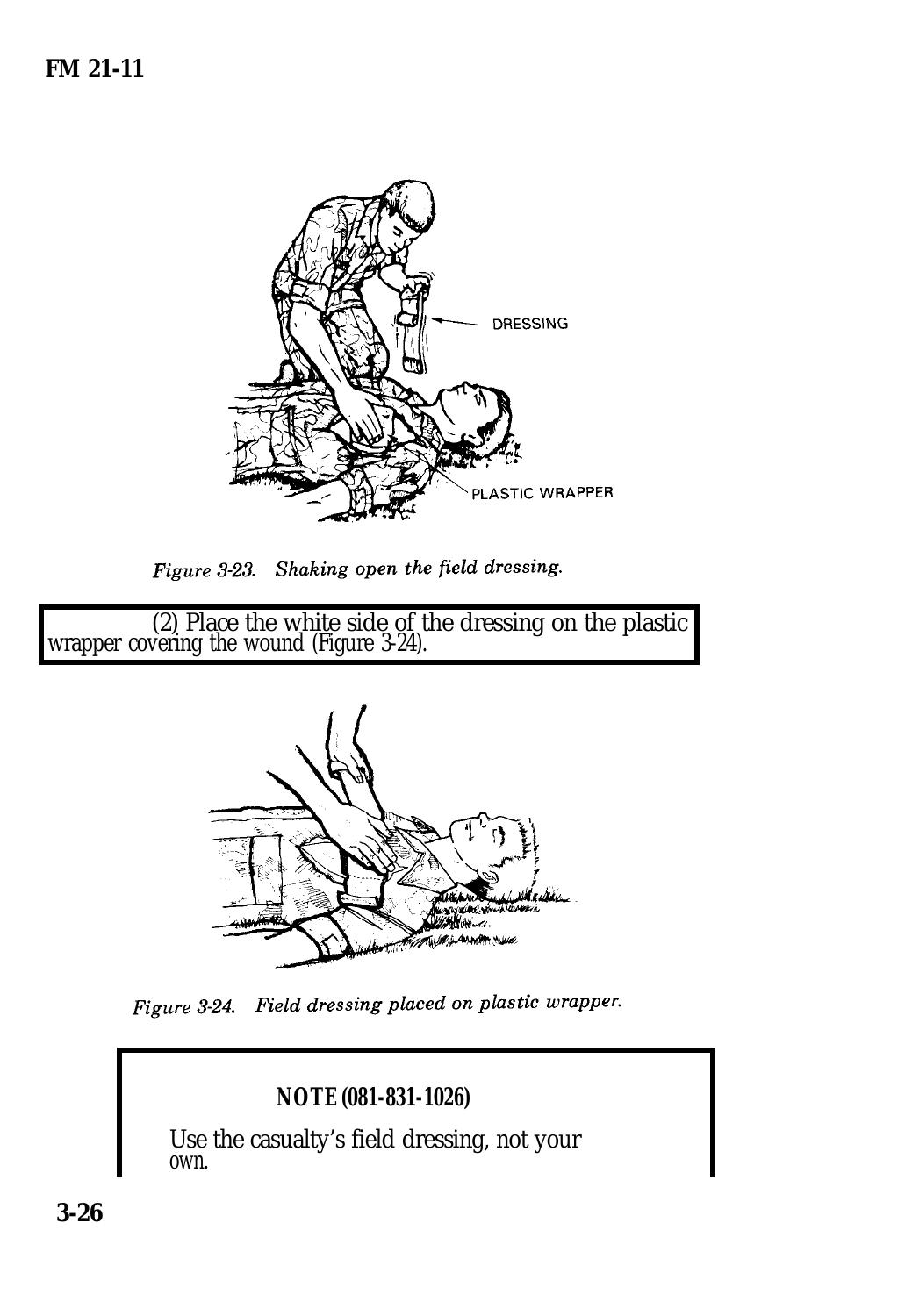Figure 3-23. Shaking open the field dressing.

(2) Place the white side of the dressing on the plastic wrapper covering the wound (Figure 3-24).

Figure 3-24. Field dressing placed on plastic wrapper.

**NOTE (081-831-1026)**

Use the casualty's field dressing, not your own.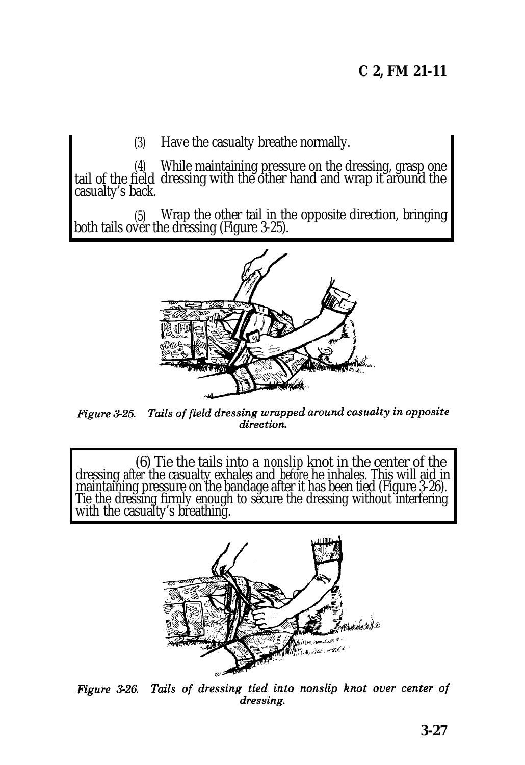(3) Have the casualty breathe normally.

(4) While maintaining pressure on the dressing, grasp one tail of the field dressing with the other hand and wrap it around the casualty's back.

(5) Wrap the other tail in the opposite direction, bringing both tails over the dressing (Figure 3-25).

*Figure 3-25. Tails of field dressing wrapped around casualty in opposite direction.*

(6) Tie the tails into a *nonslip* knot in the center of the dressing *after* the casualty exhales and *before* he inhales. This will aid in maintaining pressure on the bandage after it has been tied (Figure 3-26). Tie the dressing firmly enough to secure the dressing without interfering with the casualty's breathing.

*Figure 3-26. Tails of dressing tied into nonslip knot over center of dressing.*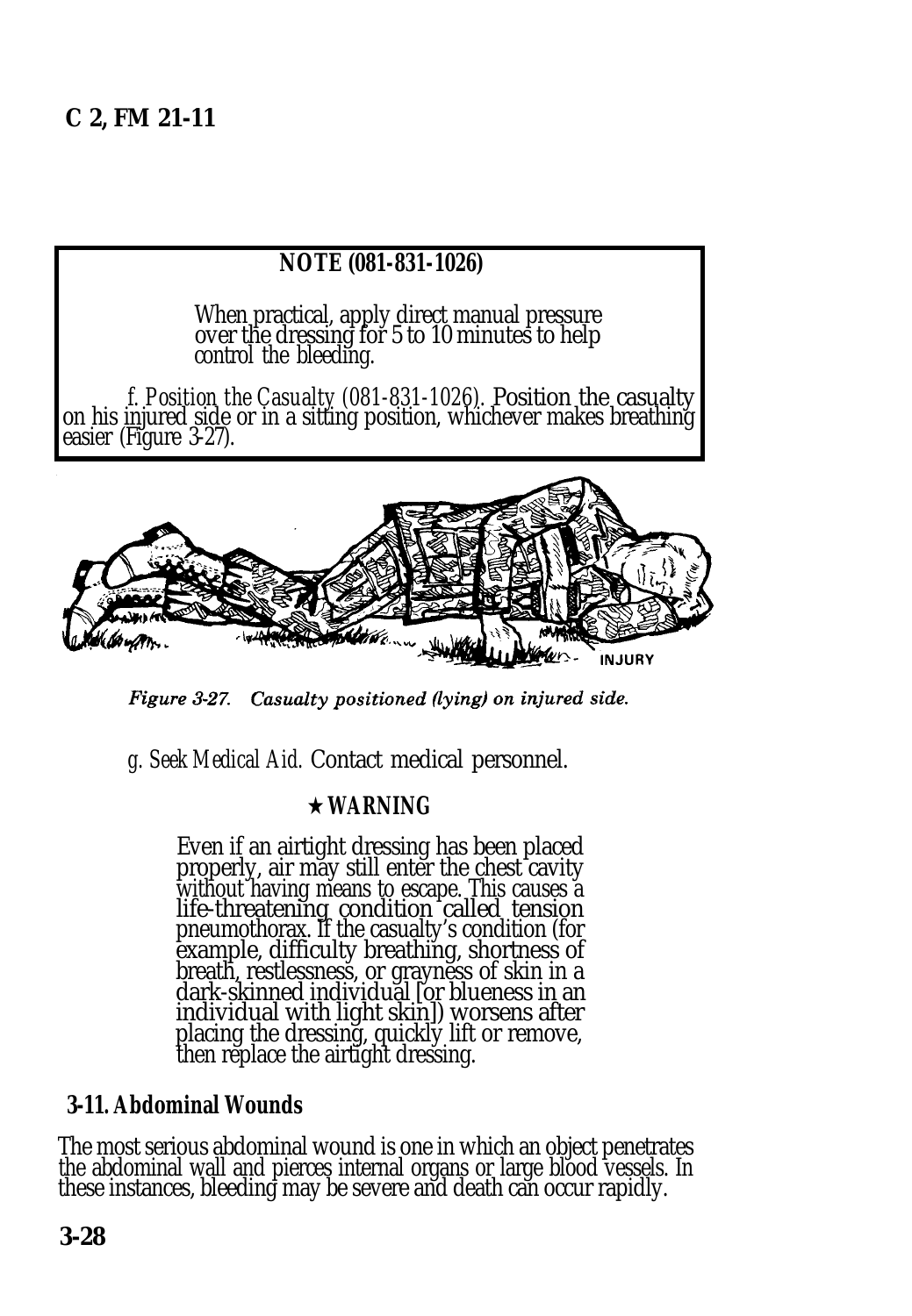**NOTE (081-831-1026)**

When practical, apply direct manual pressure over the dressing for 5 to 10 minutes to help control the bleeding.

*f. Position the Casualty (081-831-1026).* Position the casualty on his injured side or in a sitting position, whichever makes breathing easier (Figure 3-27).

*Figure 3-27. Casualty positioned (lying) on injured side.*

*g. Seek Medical Aid.* Contact medical personnel.

**★ WARNING**

Even if an airtight dressing has been placed properly, air may still enter the chest cavity without having means to escape. This causes a life-threatening condition called tension pneumothorax. If the casualty's condition (for example, difficulty breathing, shortness of breath, restlessness, or grayness of skin in a dark-skinned individual [or blueness in an individual with light skin]) worsens after placing the dressing, quickly lift or remove, then replace the airtight dressing.

## 3-11. Abdominal Wounds

The most serious abdominal wound is one in which an object penetrates the abdominal wall and pierces internal organs or large blood vessels. In these instances, bleeding may be severe and death can occur rapidly.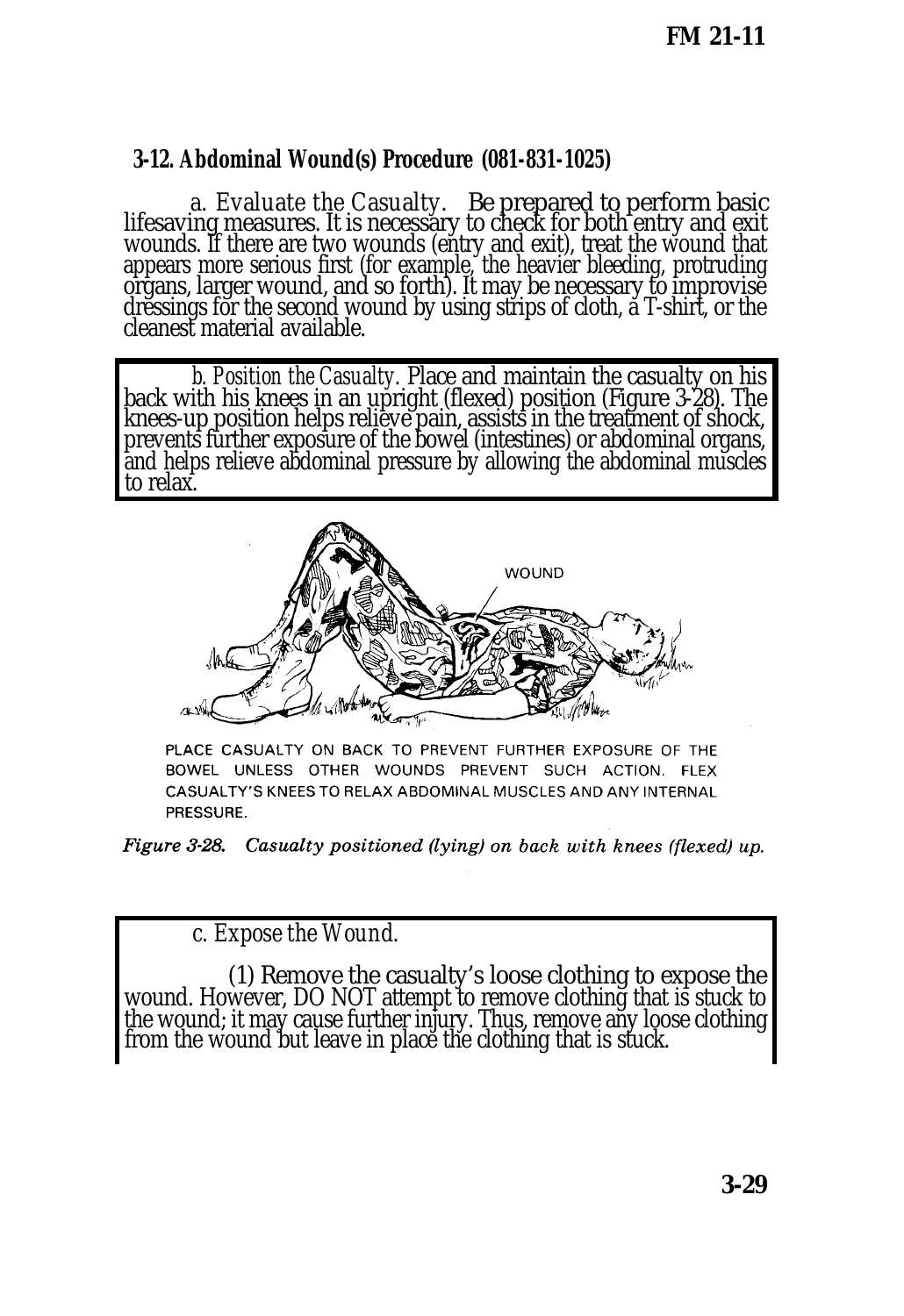### 3-12. Abdominal Wound(s) Procedure (081-831-1025)

*a. Evaluate the Casualty.* Be prepared to perform basic lifesaving measures. It is necessary to check for both entry and exit wounds. If there are two wounds (entry and exit), treat the wound that appears more serious first (for example, the heavier bleeding, protruding organs, larger wound, and so forth). It may be necessary to improvise dressings for the second wound by using strips of cloth, a T-shirt, or the cleanest material available.

*b. Position the Casualty.* Place and maintain the casualty on his back with his knees in an upright (flexed) position (Figure 3-28). The knees-up position helps relieve pain, assists in the treatment of shock, prevents further exposure of the bowel (intestines) or abdominal organs, and helps relieve abdominal pressure by allowing the abdominal muscles to relax.

WOUND

PLACE CASUALTY ON BACK TO PREVENT FURTHER EXPOSURE OF THE BOWEL UNLESS OTHER WOUNDS PREVENT SUCH ACTION. FLEX CASUALTY'S KNEES TO RELAX ABDOMINAL MUSCLES AND ANY INTERNAL PRESSURE.

*Figure 3-28. Casualty positioned (lying) on back with knees (flexed) up.*

*c. Expose the Wound.*

(1) Remove the casualty's loose clothing to expose the wound. However, DO NOT attempt to remove clothing that is stuck to the wound; it may cause further injury. Thus, remove any loose clothing from the wound but leave in place the clothing that is stuck.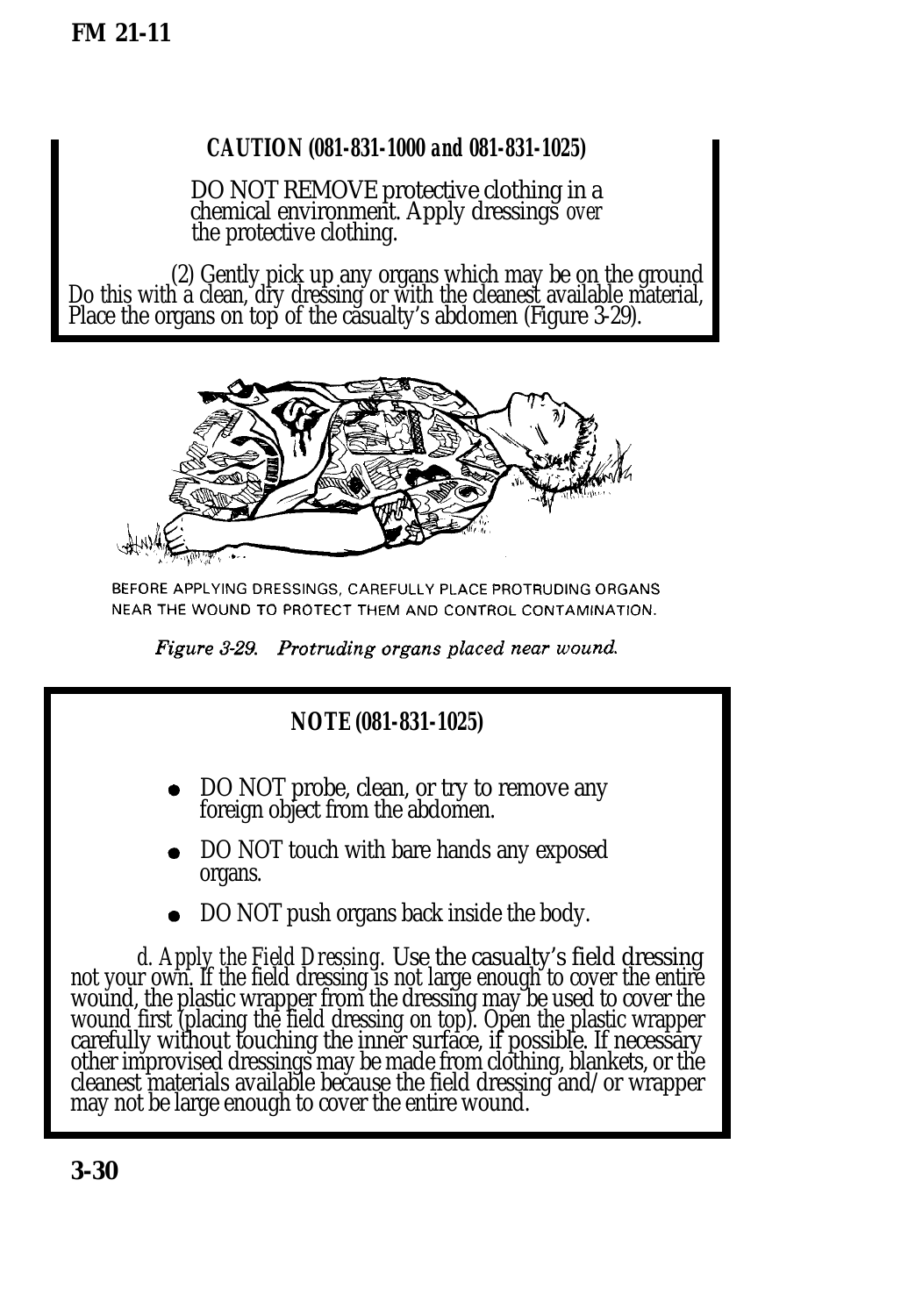**CAUTION (081-831-1000 and 081-831-1025)**

DO NOT REMOVE protective clothing in a chemical environment. Apply dressings *over* the protective clothing.

(2) Gently pick up any organs which may be on the ground Do this with a clean, dry dressing or with the cleanest available material, Place the organs on top of the casualty's abdomen (Figure 3-29).

BEFORE APPLYING DRESSINGS, CAREFULLY PLACE PROTRUDING ORGANS NEAR THE WOUND TO PROTECT THEM AND CONTROL CONTAMINATION.

*Figure 3-29. Protruding organs placed near wound.*

**NOTE (081-831-1025)**

- DO NOT probe, clean, or try to remove any foreign object from the abdomen.
- DO NOT touch with bare hands any exposed organs.
- DO NOT push organs back inside the body.

*d. Apply the Field Dressing.* Use the casualty's field dressing not your own. If the field dressing is not large enough to cover the entire wound, the plastic wrapper from the dressing may be used to cover the wound first (placing the field dressing on top). Open the plastic wrapper carefully without touching the inner surface, if possible. If necessary other improvised dressings may be made from clothing, blankets, or the cleanest materials available because the field dressing and/or wrapper may not be large enough to cover the entire wound.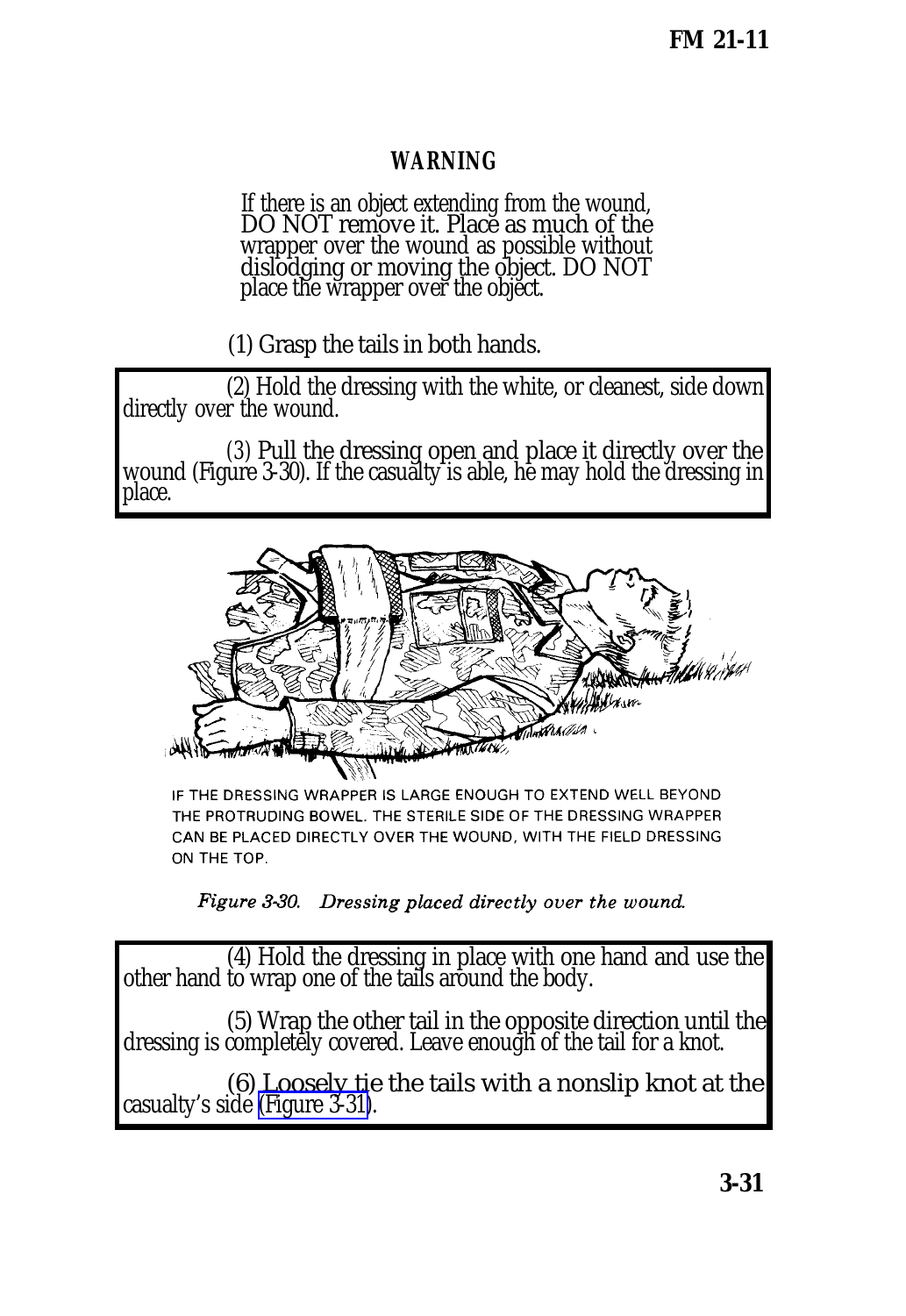**WARNING**

If there is an object extending from the wound, DO NOT remove it. Place as much of the wrapper over the wound as possible without dislodging or moving the object. DO NOT place the wrapper over the object.

(1) Grasp the tails in both hands.

(2) Hold the dressing with the white, or cleanest, side down directly over the wound.

(3) Pull the dressing open and place it directly over the wound (Figure 3-30). If the casualty is able, he may hold the dressing in place.

IF THE DRESSING WRAPPER IS LARGE ENOUGH TO EXTEND WELL BEYOND THE PROTRUDING BOWEL. THE STERILE SIDE OF THE DRESSING WRAPPER CAN BE PLACED DIRECTLY OVER THE WOUND, WITH THE FIELD DRESSING ON THE TOP.

*Figure 3-30. Dressing placed directly over the wound.*

(4) Hold the dressing in place with one hand and use the other hand to wrap one of the tails around the body.

(5) Wrap the other tail in the opposite direction until the dressing is completely covered. Leave enough of the tail for a knot.

(6) Loosely tie the tails with a nonslip knot at the casualty's side (Figure 3-31).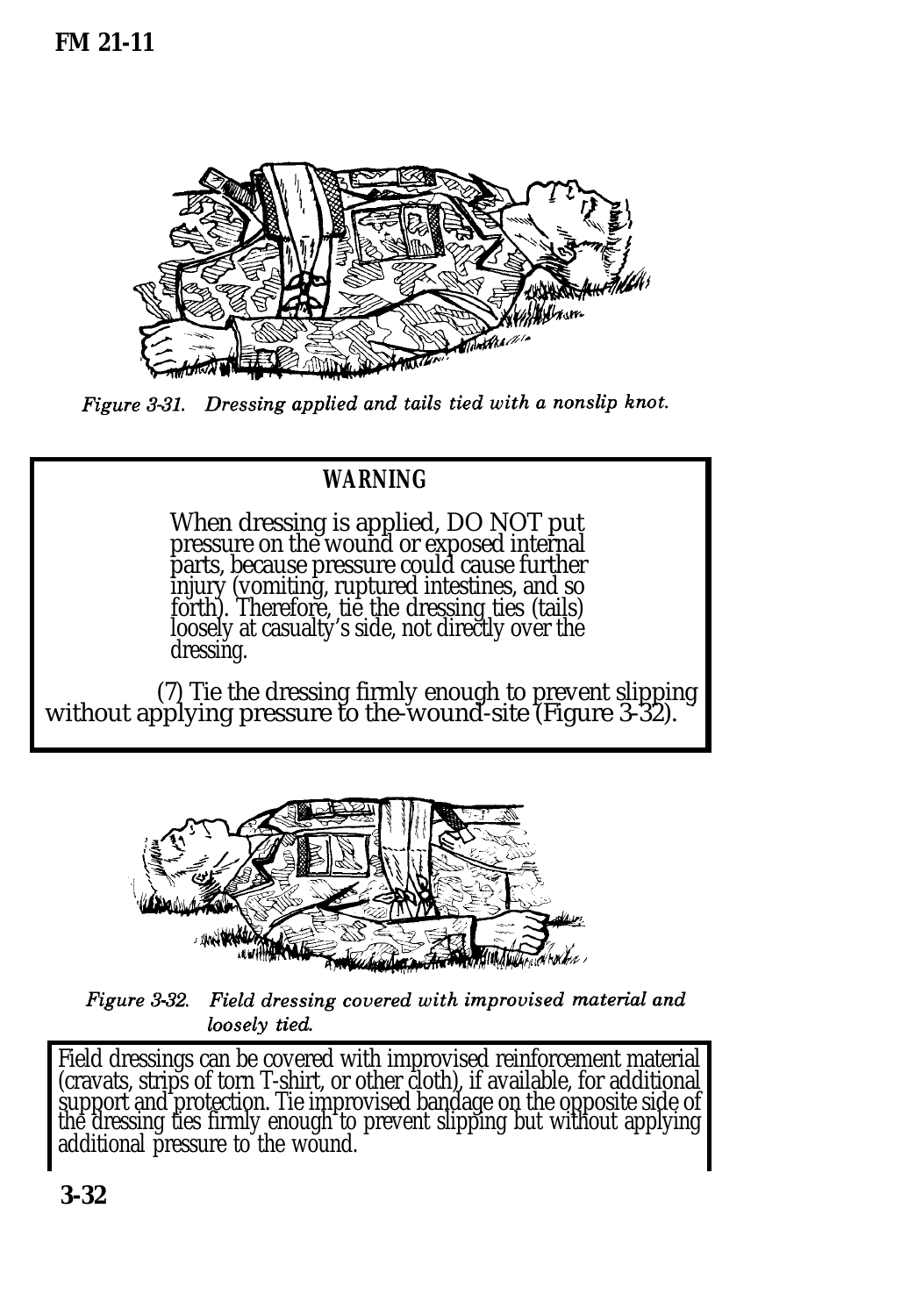*Figure 3-31. Dressing applied and tails tied with a nonslip knot.*

**WARNING**

When dressing is applied, DO NOT put pressure on the wound or exposed internal parts, because pressure could cause further injury (vomiting, ruptured intestines, and so forth). Therefore, tie the dressing ties (tails) loosely at casualty's side, not directly over the dressing.

(7) Tie the dressing firmly enough to prevent slipping without applying pressure to the-wound-site (Figure 3-32).

*Figure 3-32. Field dressing covered with improvised material and loosely tied.*

Field dressings can be covered with improvised reinforcement material (cravats, strips of torn T-shirt, or other cloth), if available, for additional support and protection. Tie improvised bandage on the opposite side of the dressing ties firmly enough to prevent slipping but without applying additional pressure to the wound.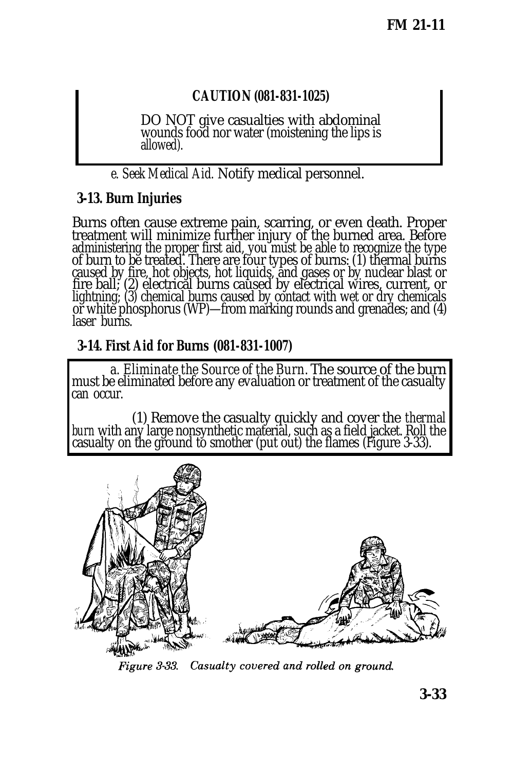**CAUTION (081-831-1025)**

DO NOT give casualties with abdominal wounds food nor water (moistening the lips is allowed).

*e. Seek Medical Aid.* Notify medical personnel.

### 3-13. Burn Injuries

Burns often cause extreme pain, scarring, or even death. Proper treatment will minimize further injury of the burned area. Before administering the proper first aid, you must be able to recognize the type of burn to be treated. There are four types of burns: (1) thermal burns caused by fire, hot objects, hot liquids, and gases or by nuclear blast or fire ball; (2) electrical burns caused by electrical wires, current, or lightning; (3) chemical burns caused by contact with wet or dry chemicals or white phosphorus (WP)—from marking rounds and grenades; and (4) laser burns.

### 3-14. First Aid for Burns (081-831-1007)

*a. Eliminate the Source of the Burn.* The source of the burn must be eliminated before any evaluation or treatment of the casualty can occur.

(1) Remove the casualty quickly and cover the *thermal burn* with any large nonsynthetic material, such as a field jacket. Roll the casualty on the ground to smother (put out) the flames (Figure 3-33).

*Figure 3-33. Casualty covered and rolled on ground.*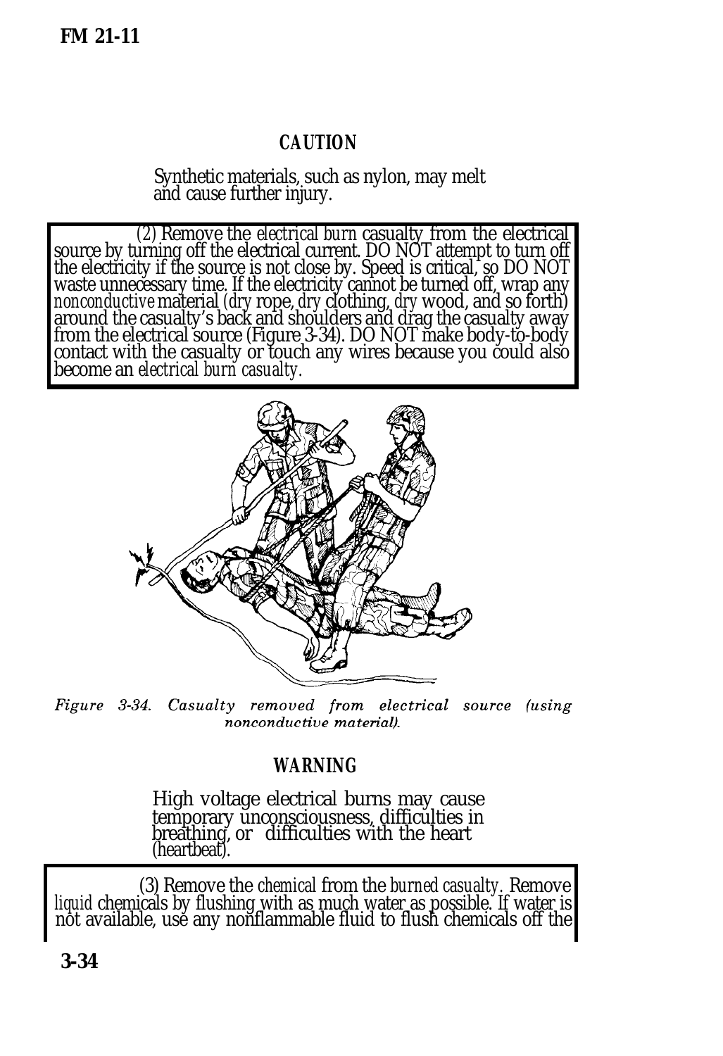**CAUTION**

Synthetic materials, such as nylon, may melt and cause further injury.

(2) Remove the *electrical burn* casualty from the electrical source by turning off the electrical current. DO NOT attempt to turn off the electricity if the source is not close by. Speed is critical, so DO NOT waste unnecessary time. If the electricity cannot be turned off, wrap any *nonconductive* material (*dry* rope, *dry* clothing, *dry* wood, and so forth) around the casualty's back and shoulders and drag the casualty away from the electrical source (Figure 3-34). DO NOT make body-to-body contact with the casualty or touch any wires because you could also become an *electrical burn casualty*.

*Figure 3-34. Casualty removed from electrical source (using nonconductive material).*

**WARNING**

High voltage electrical burns may cause temporary unconsciousness, difficulties in breathing, or difficulties with the heart (heartbeat).

(3) Remove the *chemical* from the *burned casualty*. Remove *liquid* chemicals by flushing with as much water as possible. If water is not available, use any nonflammable fluid to flush chemicals off the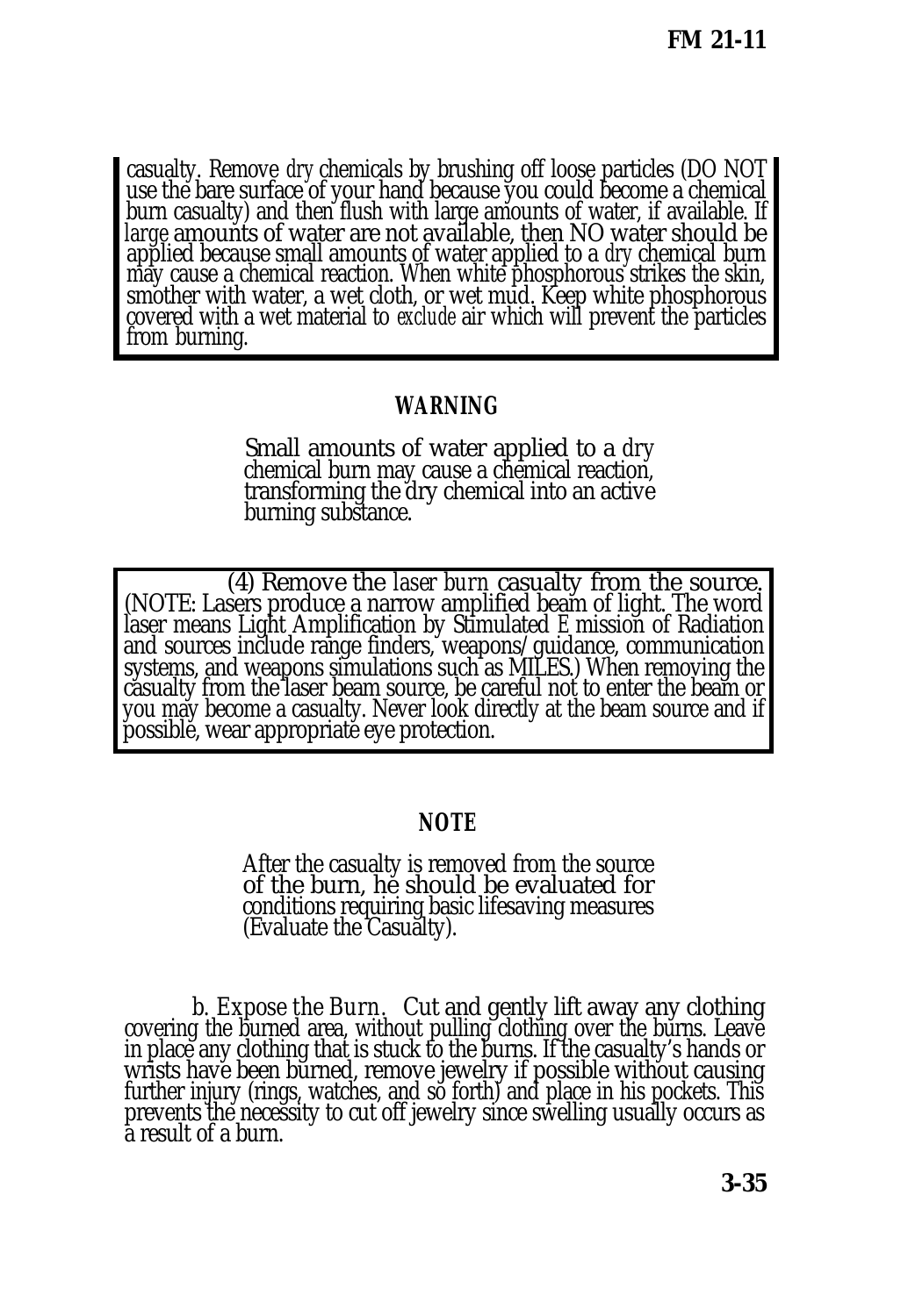casualty. Remove *dry* chemicals by brushing off loose particles (DO NOT use the bare surface of your hand because you could become a chemical burn casualty) and then flush with large amounts of water, if available. If *large* amounts of water are not available, then NO water should be applied because small amounts of water applied to a *dry* chemical burn may cause a chemical reaction. When white phosphorous strikes the skin, smother with water, a wet cloth, or wet mud. Keep white phosphorous covered with a wet material to *exclude* air which will prevent the particles from burning.

**WARNING**

Small amounts of water applied to a *dry* chemical burn may cause a chemical reaction, transforming the dry chemical into an active burning substance.

(4) Remove the *laser burn* casualty from the source. (NOTE: Lasers produce a narrow amplified beam of light. The word laser means Light Amplification by Stimulated E mission of Radiation and sources include range finders, weapons/guidance, communication systems, and weapons simulations such as MILES.) When removing the casualty from the laser beam source, be careful not to enter the beam or you may become a casualty. Never look directly at the beam source and if possible, wear appropriate eye protection.

**NOTE**

After the casualty is removed from the source of the burn, he should be evaluated for conditions requiring basic lifesaving measures (Evaluate the Casualty).

b. *Expose the Burn.* Cut and gently lift away any clothing covering the burned area, without pulling clothing over the burns. Leave in place any clothing that is stuck to the burns. If the casualty's hands or wrists have been burned, remove jewelry if possible without causing further injury (rings, watches, and so forth) and place in his pockets. This prevents the necessity to cut off jewelry since swelling usually occurs as a result of a burn.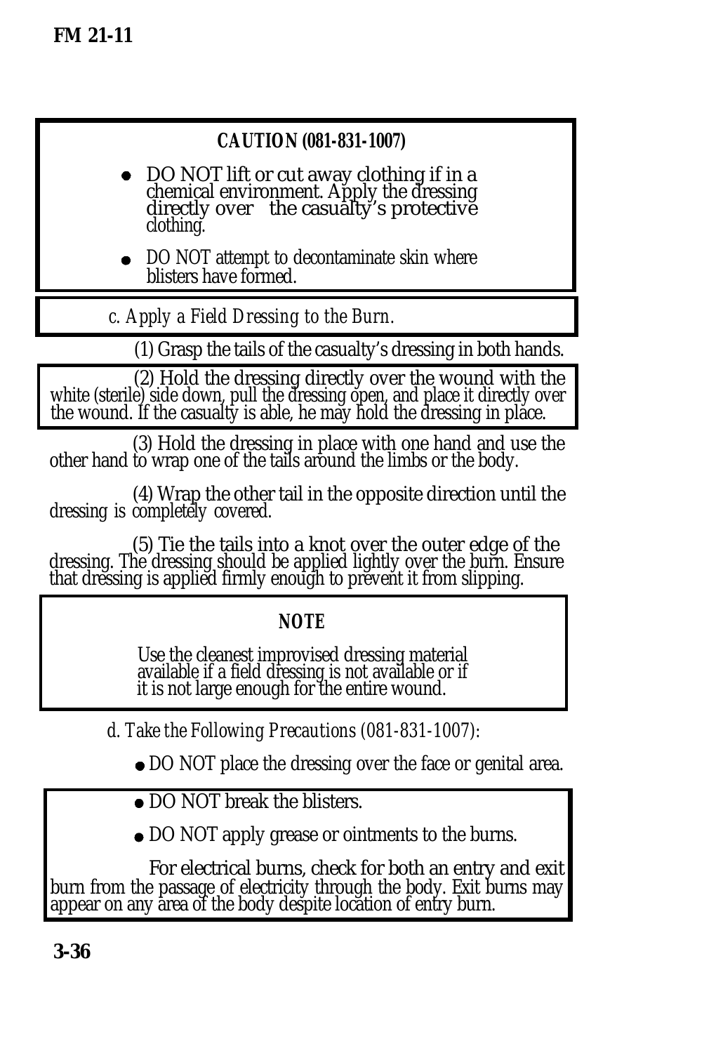**CAUTION (081-831-1007)**

- DO NOT lift or cut away clothing if in a chemical environment. Apply the dressing directly over the casualty's protective clothing.
- DO NOT attempt to decontaminate skin where blisters have formed.

*c. Apply a Field Dressing to the Burn.*

(1) Grasp the tails of the casualty's dressing in both hands.

(2) Hold the dressing directly over the wound with the white (sterile) side down, pull the dressing open, and place it directly over the wound. If the casualty is able, he may hold the dressing in place.

(3) Hold the dressing in place with one hand and use the other hand to wrap one of the tails around the limbs or the body.

(4) Wrap the other tail in the opposite direction until the dressing is completely covered.

(5) Tie the tails into a knot over the outer edge of the dressing. The dressing should be applied lightly over the burn. Ensure that dressing is applied firmly enough to prevent it from slipping.

**NOTE**

Use the cleanest improvised dressing material available if a field dressing is not available or if it is not large enough for the entire wound.

*d. Take the Following Precautions (081-831-1007):*

- DO NOT place the dressing over the face or genital area.
- DO NOT break the blisters.
- DO NOT apply grease or ointments to the burns.

For electrical burns, check for both an entry and exit burn from the passage of electricity through the body. Exit burns may appear on any area of the body despite location of entry burn.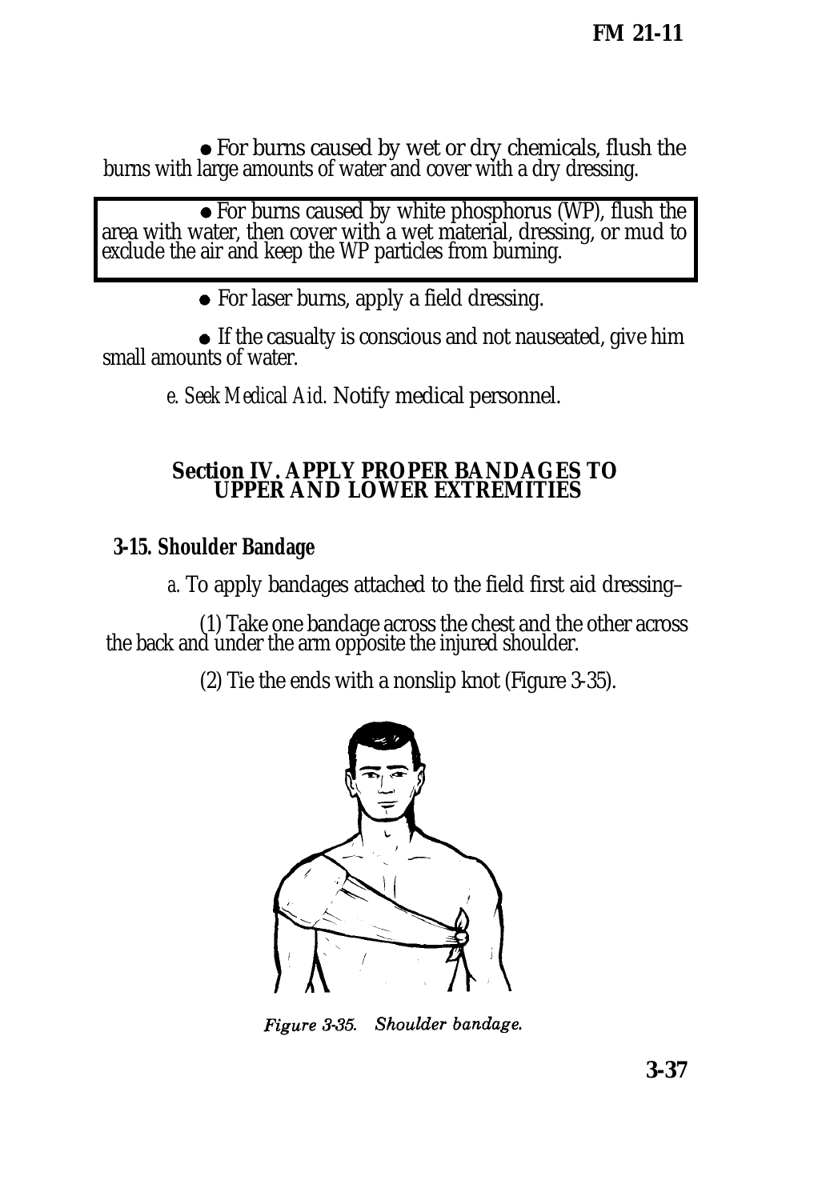- For burns caused by wet or dry chemicals, flush the burns with large amounts of water and cover with a dry dressing.

- For burns caused by white phosphorus (WP), flush the area with water, then cover with a wet material, dressing, or mud to exclude the air and keep the WP particles from burning.

- For laser burns, apply a field dressing.

- If the casualty is conscious and not nauseated, give him small amounts of water.

*e. Seek Medical Aid.* Notify medical personnel.

## Section IV. APPLY PROPER BANDAGES TO UPPER AND LOWER EXTREMITIES

### 3-15. Shoulder Bandage

*a.* To apply bandages attached to the field first aid dressing–

(1) Take one bandage across the chest and the other across the back and under the arm opposite the injured shoulder.

(2) Tie the ends with a nonslip knot (Figure 3-35).

*Figure 3-35. Shoulder bandage.*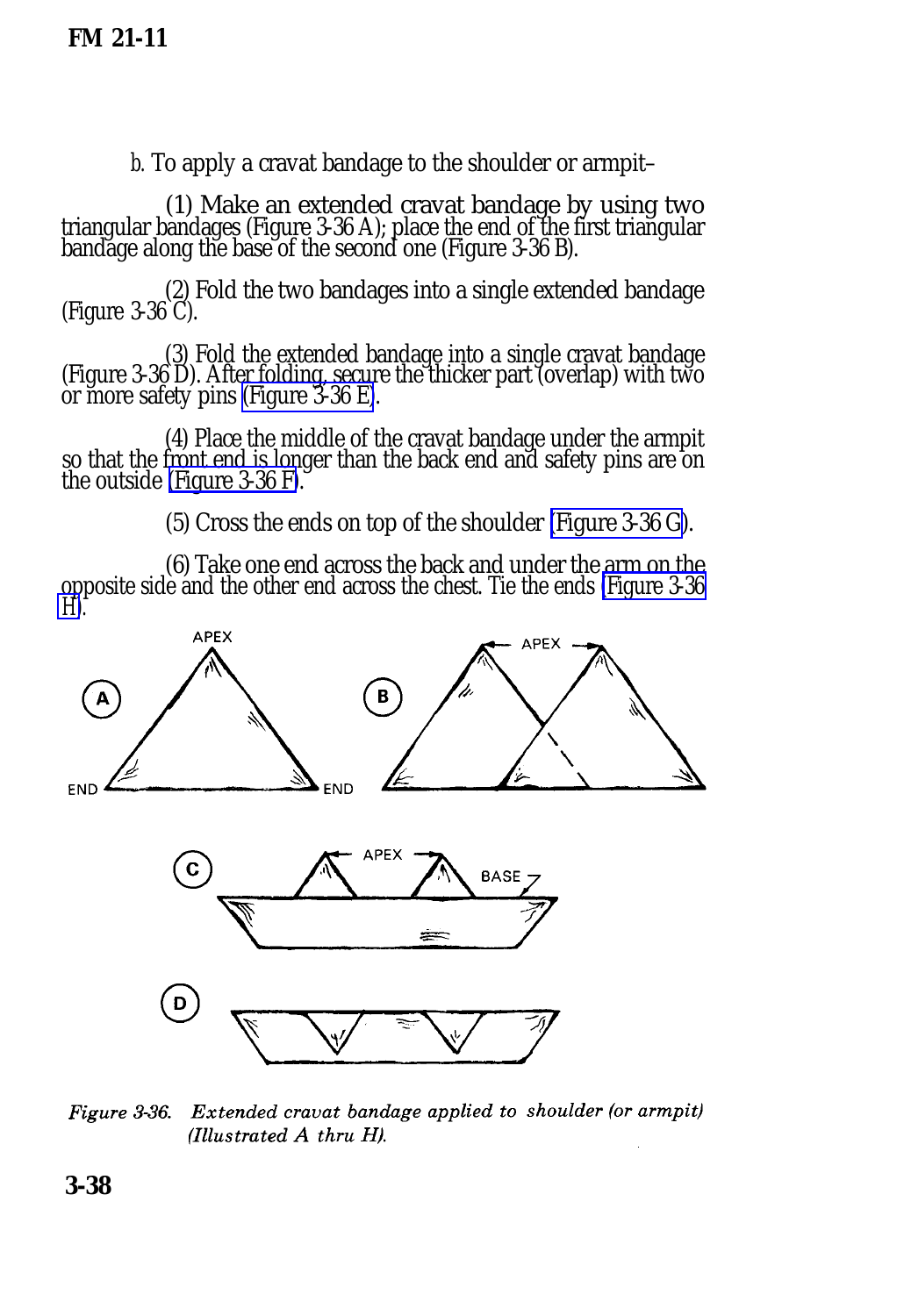b. To apply a cravat bandage to the shoulder or armpit–

(1) Make an extended cravat bandage by using two triangular bandages (Figure 3-36 A); place the end of the first triangular bandage along the base of the second one (Figure 3-36 B).

(2) Fold the two bandages into a single extended bandage (Figure 3-36 C).

(3) Fold the extended bandage into a single cravat bandage (Figure 3-36 D). After folding, secure the thicker part (overlap) with two or more safety pins (Figure 3-36 E).

(4) Place the middle of the cravat bandage under the armpit so that the front end is longer than the back end and safety pins are on the outside (Figure 3-36 F).

(5) Cross the ends on top of the shoulder (Figure 3-36 G).

(6) Take one end across the back and under the arm on the opposite side and the other end across the chest. Tie the ends (Figure 3-36 H).

*Figure 3-36. Extended cravat bandage applied to shoulder (or armpit) (Illustrated A thru H).*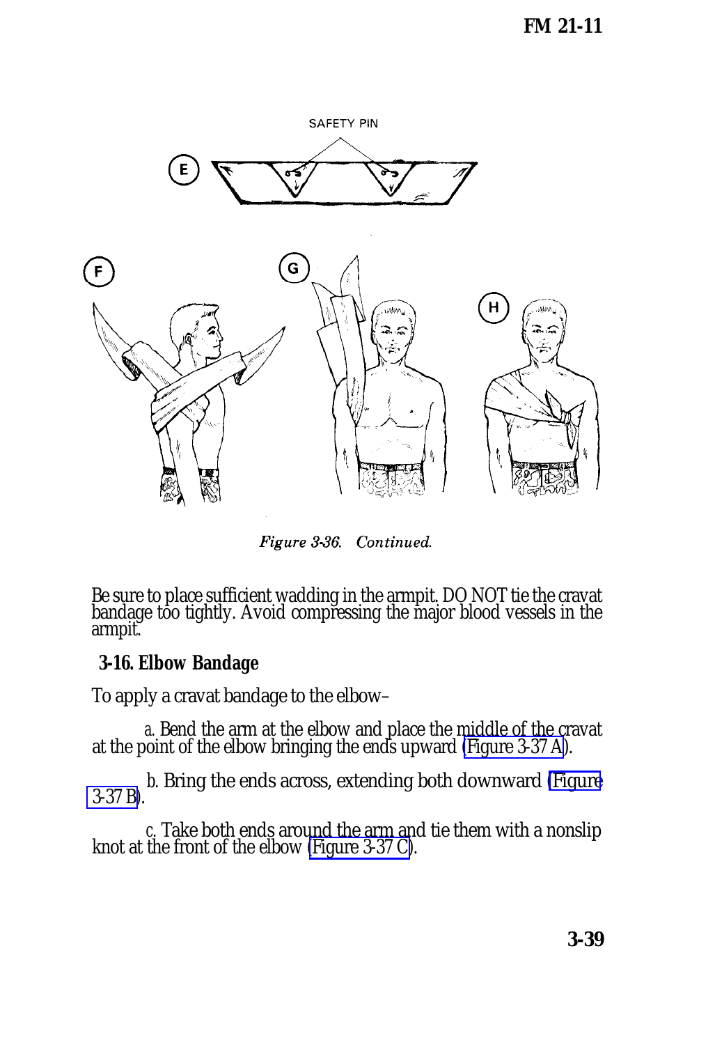Figure 3-36. Continued.

Be sure to place sufficient wadding in the armpit. DO NOT tie the cravat bandage too tightly. Avoid compressing the major blood vessels in the armpit.

## 3-16. Elbow Bandage

To apply a cravat bandage to the elbow–

a. Bend the arm at the elbow and place the middle of the cravat at the point of the elbow bringing the ends upward (Figure 3-37 A).

b. Bring the ends across, extending both downward (Figure 3-37 B).

c. Take both ends around the arm and tie them with a nonslip knot at the front of the elbow (Figure 3-37 C).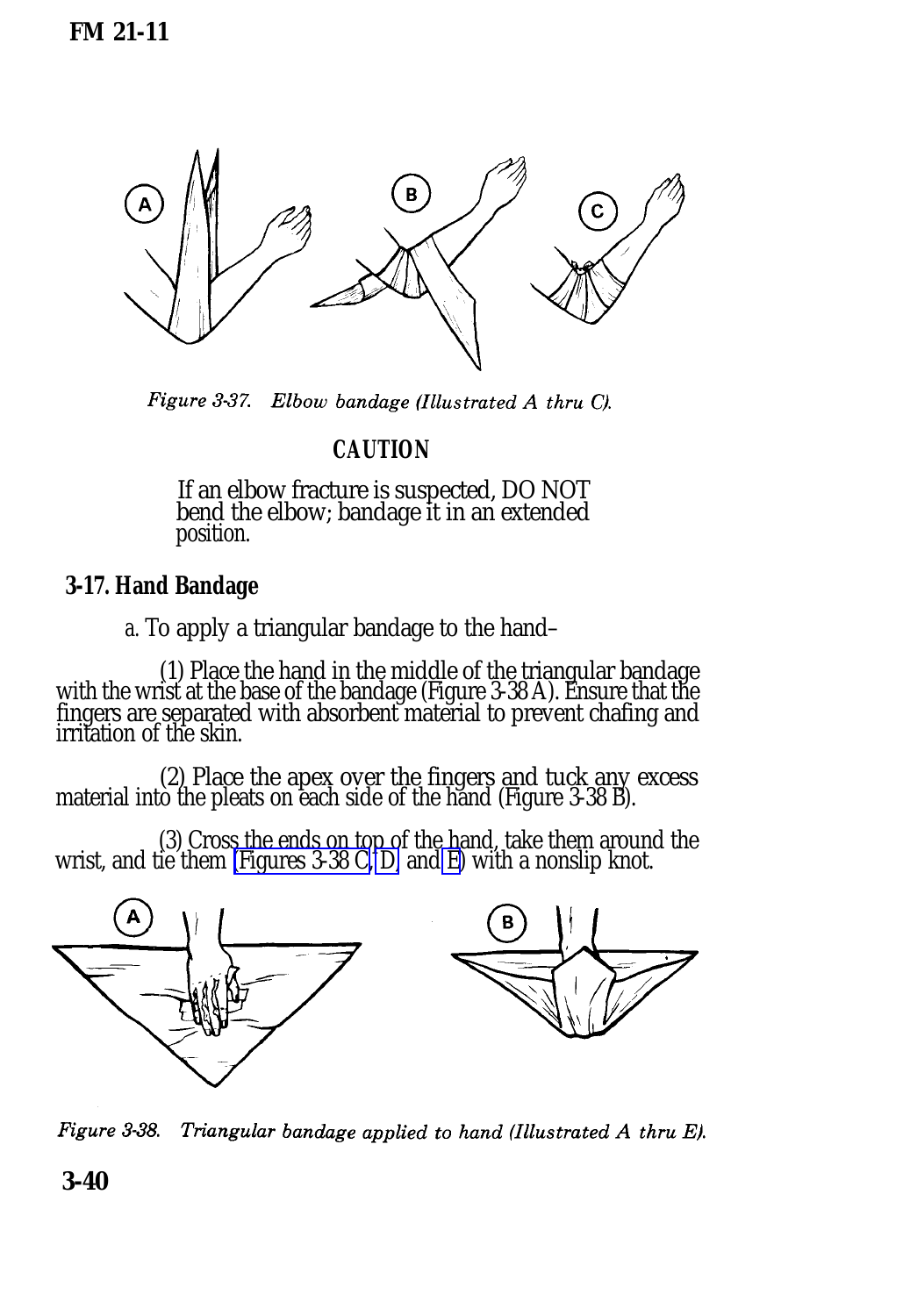Figure 3-37. Elbow bandage (Illustrated A thru C).

**CAUTION**

If an elbow fracture is suspected, DO NOT bend the elbow; bandage it in an extended position.

## 3-17. Hand Bandage

a. To apply a triangular bandage to the hand–

(1) Place the hand in the middle of the triangular bandage with the wrist at the base of the bandage (Figure 3-38 A). Ensure that the fingers are separated with absorbent material to prevent chafing and irritation of the skin.

(2) Place the apex over the fingers and tuck any excess material into the pleats on each side of the hand (Figure 3-38 B).

(3) Cross the ends on top of the hand, take them around the wrist, and tie them (Figures 3-38 C, D, and E) with a nonslip knot.

Figure 3-38. Triangular bandage applied to hand (Illustrated A thru E).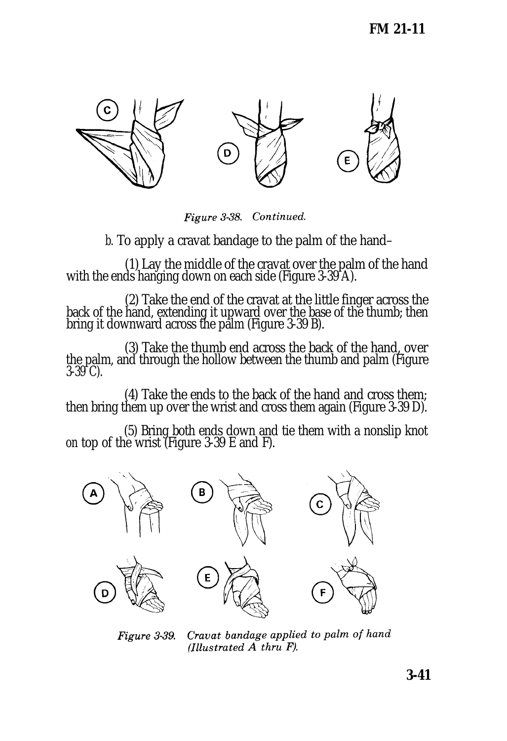*Figure 3-38. Continued.*

*b*. To apply a cravat bandage to the palm of the hand–

(1) Lay the middle of the cravat over the palm of the hand with the ends hanging down on each side (Figure 3-39 A).

(2) Take the end of the cravat at the little finger across the back of the hand, extending it upward over the base of the thumb; then bring it downward across the palm (Figure 3-39 B).

(3) Take the thumb end across the back of the hand, over the palm, and through the hollow between the thumb and palm (Figure 3-39 C).

(4) Take the ends to the back of the hand and cross them; then bring them up over the wrist and cross them again (Figure 3-39 D).

(5) Bring both ends down and tie them with a nonslip knot on top of the wrist (Figure 3-39 E and F).

*Figure 3-39. Cravat bandage applied to palm of hand (Illustrated A thru F).*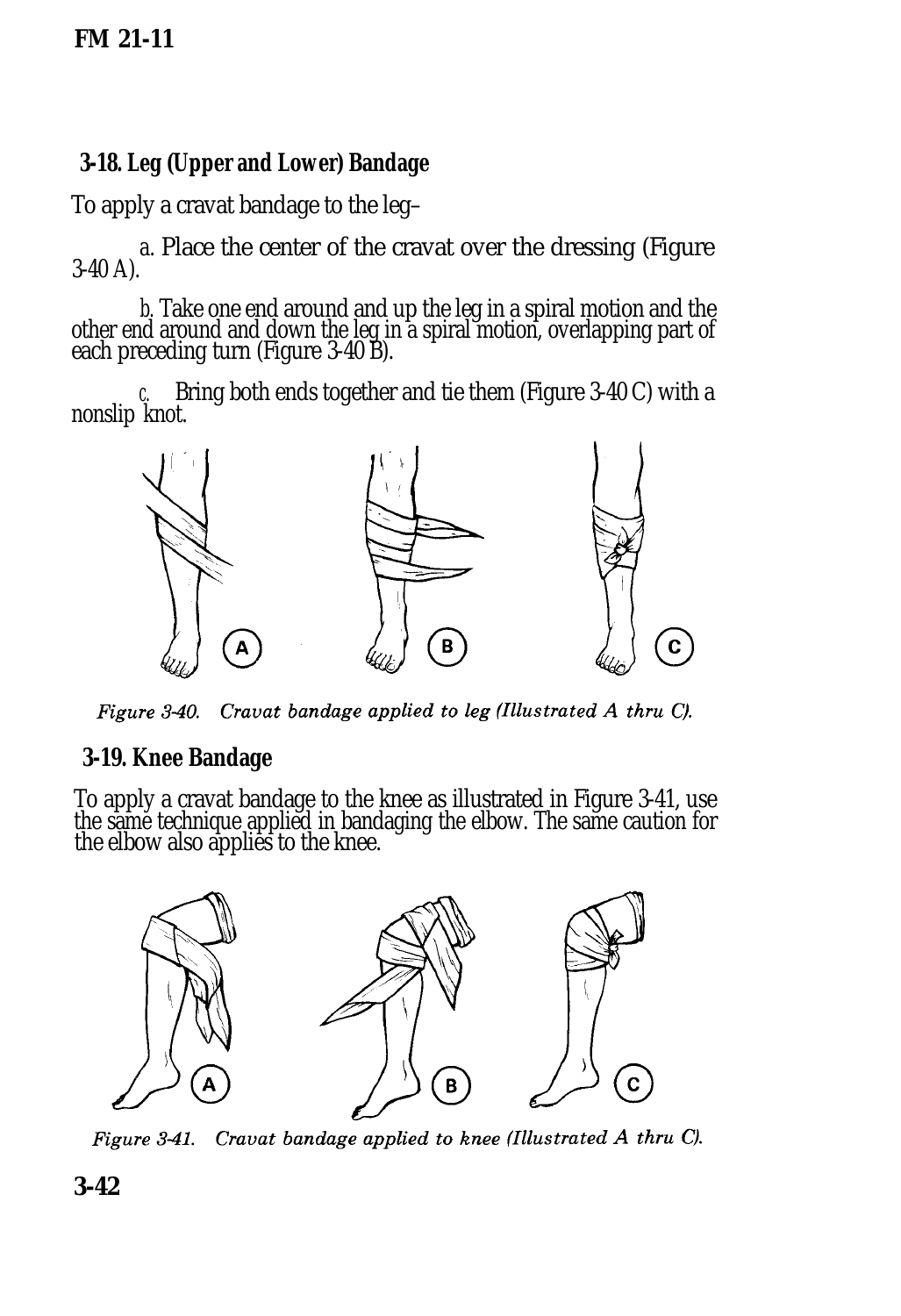## 3-18. Leg (Upper and Lower) Bandage

To apply a cravat bandage to the leg–

a. Place the center of the cravat over the dressing (Figure 3-40 A).

b. Take one end around and up the leg in a spiral motion and the other end around and down the leg in a spiral motion, overlapping part of each preceding turn (Figure 3-40 B).

c. Bring both ends together and tie them (Figure 3-40 C) with a nonslip knot.

*Figure 3-40. Cravat bandage applied to leg (Illustrated A thru C).*

## 3-19. Knee Bandage

To apply a cravat bandage to the knee as illustrated in Figure 3-41, use the same technique applied in bandaging the elbow. The same caution for the elbow also applies to the knee.

*Figure 3-41. Cravat bandage applied to knee (Illustrated A thru C).*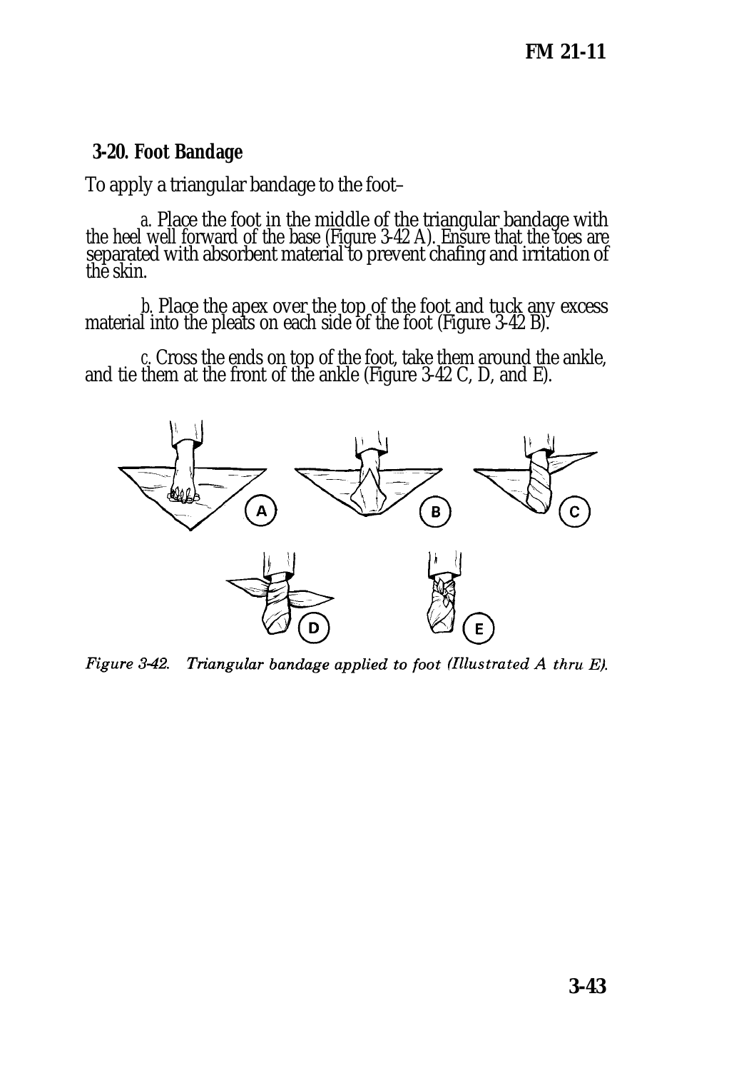## 3-20. Foot Bandage

To apply a triangular bandage to the foot–

a. Place the foot in the middle of the triangular bandage with the heel well forward of the base (Figure 3-42 A). Ensure that the toes are separated with absorbent material to prevent chafing and irritation of the skin.

b. Place the apex over the top of the foot and tuck any excess material into the pleats on each side of the foot (Figure 3-42 B).

c. Cross the ends on top of the foot, take them around the ankle, and tie them at the front of the ankle (Figure 3-42 C, D, and E).

*Figure 3-42. Triangular bandage applied to foot (Illustrated A thru E).*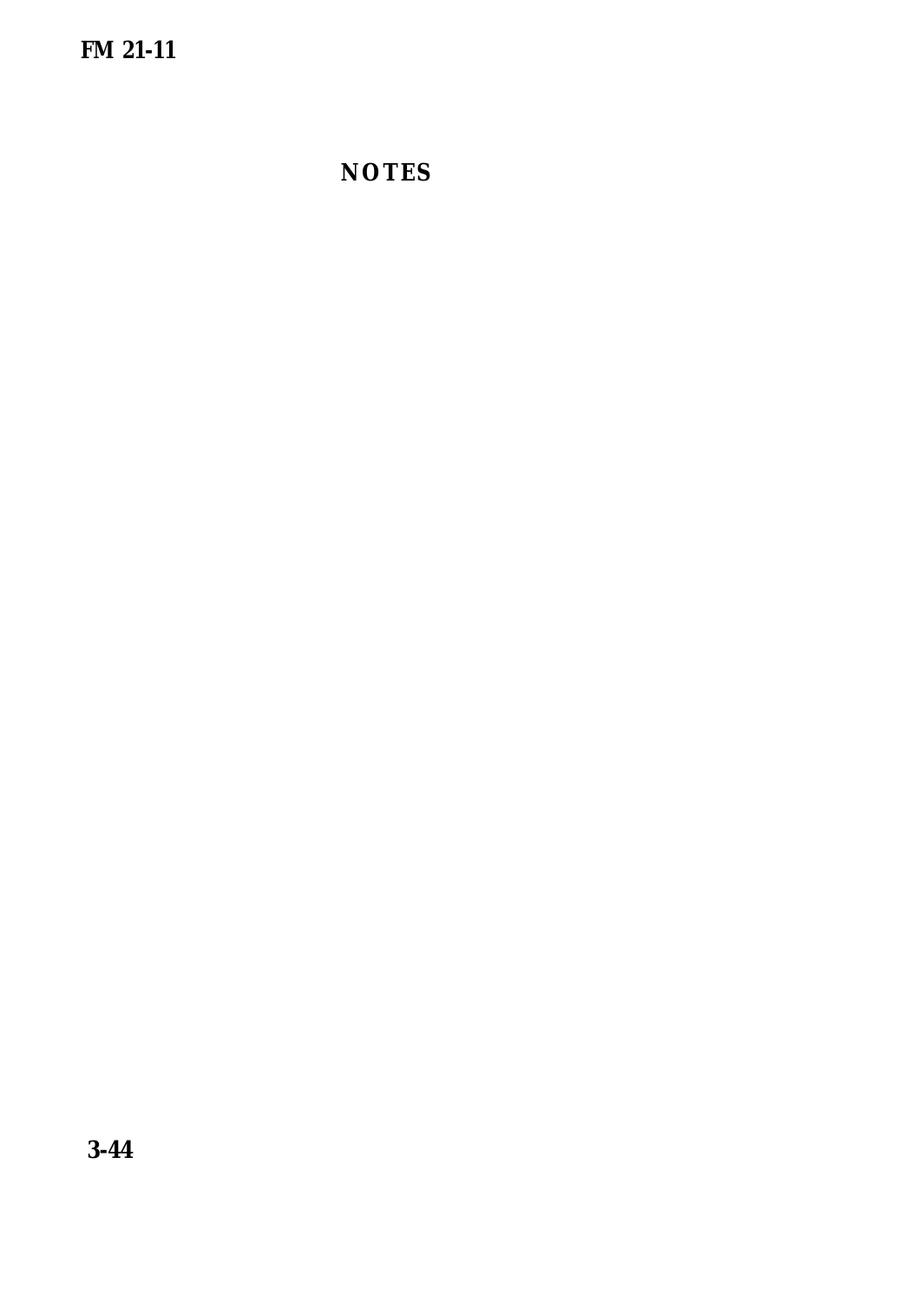# NOTES